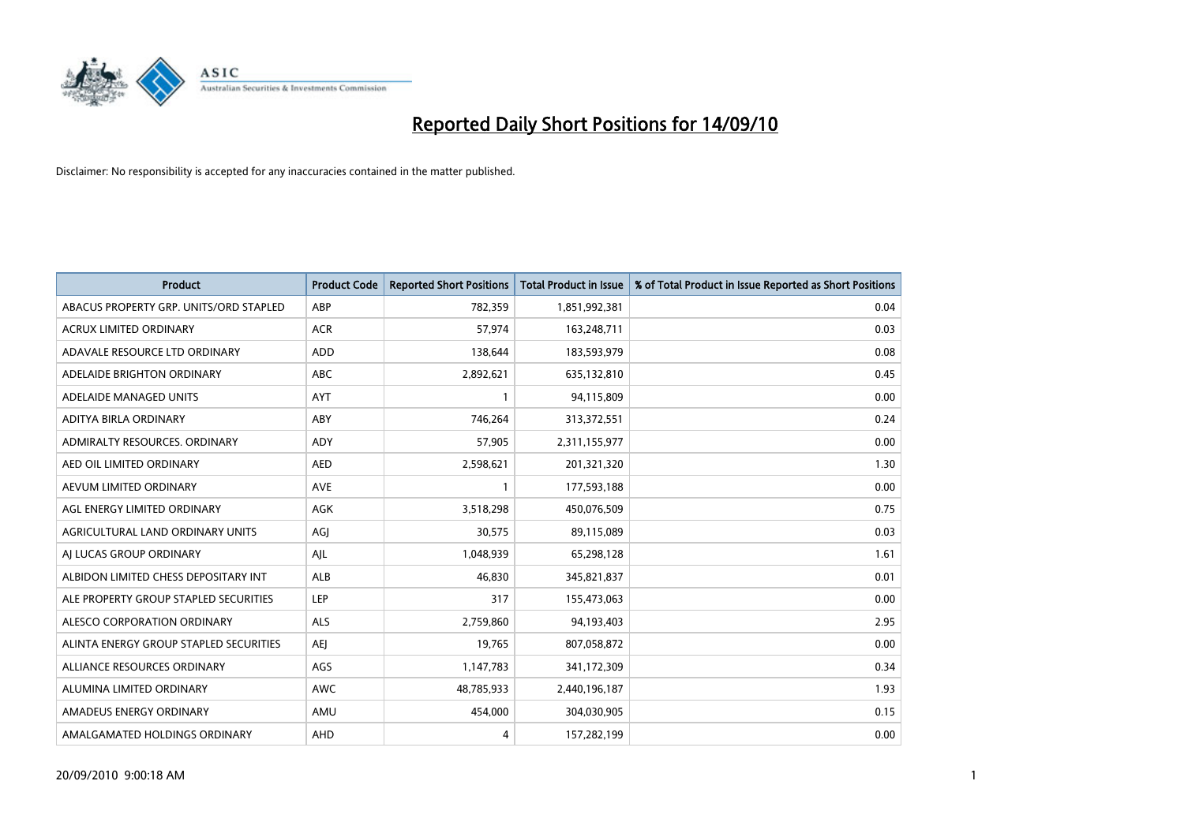# Reported Daily Short Positions for 14/09/10

Disclaimer: No responsibility is accepted for any inaccuracies contained in the matter published.

| Product | Product Code | Reported Short Positions | Total Product in Issue | % of Total Product in Issue Reported as Short Positions |
|---|---|---|---|---|
| ABACUS PROPERTY GRP. UNITS/ORD STAPLED | ABP | 782,359 | 1,851,992,381 | 0.04 |
| ACRUX LIMITED ORDINARY | ACR | 57,974 | 163,248,711 | 0.03 |
| ADAVALE RESOURCE LTD ORDINARY | ADD | 138,644 | 183,593,979 | 0.08 |
| ADELAIDE BRIGHTON ORDINARY | ABC | 2,892,621 | 635,132,810 | 0.45 |
| ADELAIDE MANAGED UNITS | AYT | 1 | 94,115,809 | 0.00 |
| ADITYA BIRLA ORDINARY | ABY | 746,264 | 313,372,551 | 0.24 |
| ADMIRALTY RESOURCES. ORDINARY | ADY | 57,905 | 2,311,155,977 | 0.00 |
| AED OIL LIMITED ORDINARY | AED | 2,598,621 | 201,321,320 | 1.30 |
| AEVUM LIMITED ORDINARY | AVE | 1 | 177,593,188 | 0.00 |
| AGL ENERGY LIMITED ORDINARY | AGK | 3,518,298 | 450,076,509 | 0.75 |
| AGRICULTURAL LAND ORDINARY UNITS | AGJ | 30,575 | 89,115,089 | 0.03 |
| AJ LUCAS GROUP ORDINARY | AJL | 1,048,939 | 65,298,128 | 1.61 |
| ALBIDON LIMITED CHESS DEPOSITARY INT | ALB | 46,830 | 345,821,837 | 0.01 |
| ALE PROPERTY GROUP STAPLED SECURITIES | LEP | 317 | 155,473,063 | 0.00 |
| ALESCO CORPORATION ORDINARY | ALS | 2,759,860 | 94,193,403 | 2.95 |
| ALINTA ENERGY GROUP STAPLED SECURITIES | AEJ | 19,765 | 807,058,872 | 0.00 |
| ALLIANCE RESOURCES ORDINARY | AGS | 1,147,783 | 341,172,309 | 0.34 |
| ALUMINA LIMITED ORDINARY | AWC | 48,785,933 | 2,440,196,187 | 1.93 |
| AMADEUS ENERGY ORDINARY | AMU | 454,000 | 304,030,905 | 0.15 |
| AMALGAMATED HOLDINGS ORDINARY | AHD | 4 | 157,282,199 | 0.00 |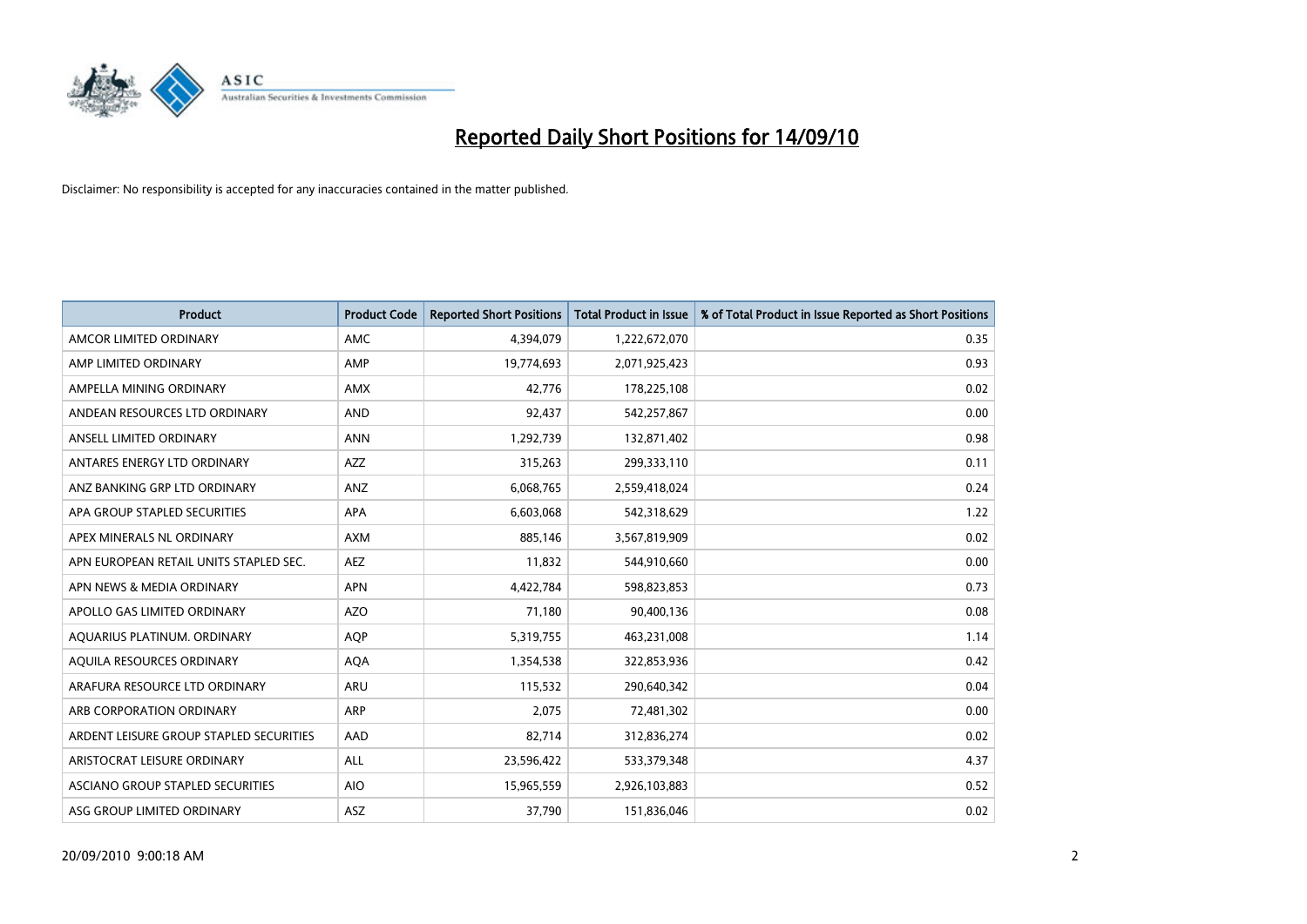# Reported Daily Short Positions for 14/09/10

Disclaimer: No responsibility is accepted for any inaccuracies contained in the matter published.

| Product | Product Code | Reported Short Positions | Total Product in Issue | % of Total Product in Issue Reported as Short Positions |
|---|---|---|---|---|
| AMCOR LIMITED ORDINARY | AMC | 4,394,079 | 1,222,672,070 | 0.35 |
| AMP LIMITED ORDINARY | AMP | 19,774,693 | 2,071,925,423 | 0.93 |
| AMPELLA MINING ORDINARY | AMX | 42,776 | 178,225,108 | 0.02 |
| ANDEAN RESOURCES LTD ORDINARY | AND | 92,437 | 542,257,867 | 0.00 |
| ANSELL LIMITED ORDINARY | ANN | 1,292,739 | 132,871,402 | 0.98 |
| ANTARES ENERGY LTD ORDINARY | AZZ | 315,263 | 299,333,110 | 0.11 |
| ANZ BANKING GRP LTD ORDINARY | ANZ | 6,068,765 | 2,559,418,024 | 0.24 |
| APA GROUP STAPLED SECURITIES | APA | 6,603,068 | 542,318,629 | 1.22 |
| APEX MINERALS NL ORDINARY | AXM | 885,146 | 3,567,819,909 | 0.02 |
| APN EUROPEAN RETAIL UNITS STAPLED SEC. | AEZ | 11,832 | 544,910,660 | 0.00 |
| APN NEWS & MEDIA ORDINARY | APN | 4,422,784 | 598,823,853 | 0.73 |
| APOLLO GAS LIMITED ORDINARY | AZO | 71,180 | 90,400,136 | 0.08 |
| AQUARIUS PLATINUM. ORDINARY | AQP | 5,319,755 | 463,231,008 | 1.14 |
| AQUILA RESOURCES ORDINARY | AQA | 1,354,538 | 322,853,936 | 0.42 |
| ARAFURA RESOURCE LTD ORDINARY | ARU | 115,532 | 290,640,342 | 0.04 |
| ARB CORPORATION ORDINARY | ARP | 2,075 | 72,481,302 | 0.00 |
| ARDENT LEISURE GROUP STAPLED SECURITIES | AAD | 82,714 | 312,836,274 | 0.02 |
| ARISTOCRAT LEISURE ORDINARY | ALL | 23,596,422 | 533,379,348 | 4.37 |
| ASCIANO GROUP STAPLED SECURITIES | AIO | 15,965,559 | 2,926,103,883 | 0.52 |
| ASG GROUP LIMITED ORDINARY | ASZ | 37,790 | 151,836,046 | 0.02 |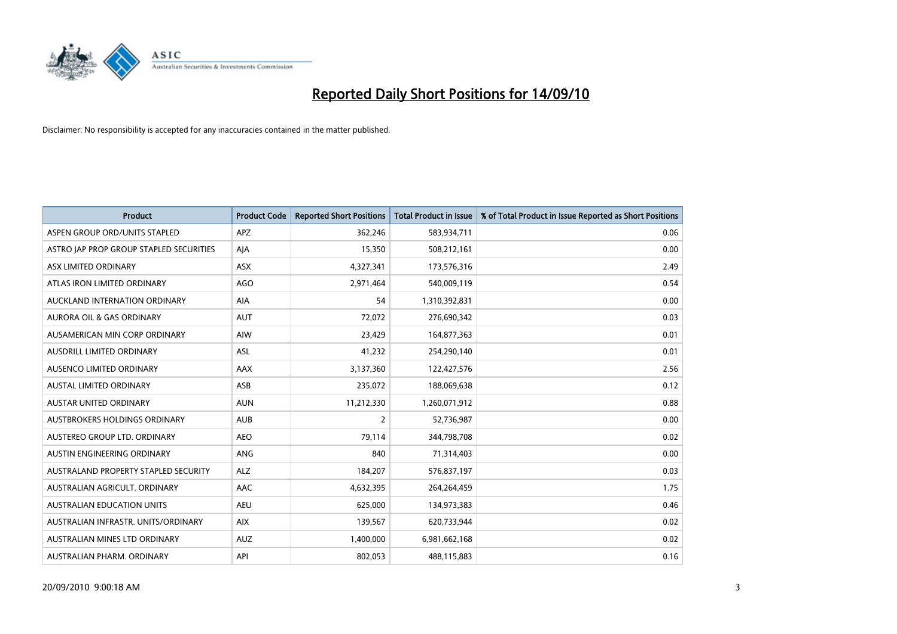# Reported Daily Short Positions for 14/09/10

Disclaimer: No responsibility is accepted for any inaccuracies contained in the matter published.

| Product | Product Code | Reported Short Positions | Total Product in Issue | % of Total Product in Issue Reported as Short Positions |
|---|---|---|---|---|
| ASPEN GROUP ORD/UNITS STAPLED | APZ | 362,246 | 583,934,711 | 0.06 |
| ASTRO JAP PROP GROUP STAPLED SECURITIES | AJA | 15,350 | 508,212,161 | 0.00 |
| ASX LIMITED ORDINARY | ASX | 4,327,341 | 173,576,316 | 2.49 |
| ATLAS IRON LIMITED ORDINARY | AGO | 2,971,464 | 540,009,119 | 0.54 |
| AUCKLAND INTERNATION ORDINARY | AIA | 54 | 1,310,392,831 | 0.00 |
| AURORA OIL & GAS ORDINARY | AUT | 72,072 | 276,690,342 | 0.03 |
| AUSAMERICAN MIN CORP ORDINARY | AIW | 23,429 | 164,877,363 | 0.01 |
| AUSDRILL LIMITED ORDINARY | ASL | 41,232 | 254,290,140 | 0.01 |
| AUSENCO LIMITED ORDINARY | AAX | 3,137,360 | 122,427,576 | 2.56 |
| AUSTAL LIMITED ORDINARY | ASB | 235,072 | 188,069,638 | 0.12 |
| AUSTAR UNITED ORDINARY | AUN | 11,212,330 | 1,260,071,912 | 0.88 |
| AUSTBROKERS HOLDINGS ORDINARY | AUB | 2 | 52,736,987 | 0.00 |
| AUSTEREO GROUP LTD. ORDINARY | AEO | 79,114 | 344,798,708 | 0.02 |
| AUSTIN ENGINEERING ORDINARY | ANG | 840 | 71,314,403 | 0.00 |
| AUSTRALAND PROPERTY STAPLED SECURITY | ALZ | 184,207 | 576,837,197 | 0.03 |
| AUSTRALIAN AGRICULT. ORDINARY | AAC | 4,632,395 | 264,264,459 | 1.75 |
| AUSTRALIAN EDUCATION UNITS | AEU | 625,000 | 134,973,383 | 0.46 |
| AUSTRALIAN INFRASTR. UNITS/ORDINARY | AIX | 139,567 | 620,733,944 | 0.02 |
| AUSTRALIAN MINES LTD ORDINARY | AUZ | 1,400,000 | 6,981,662,168 | 0.02 |
| AUSTRALIAN PHARM. ORDINARY | API | 802,053 | 488,115,883 | 0.16 |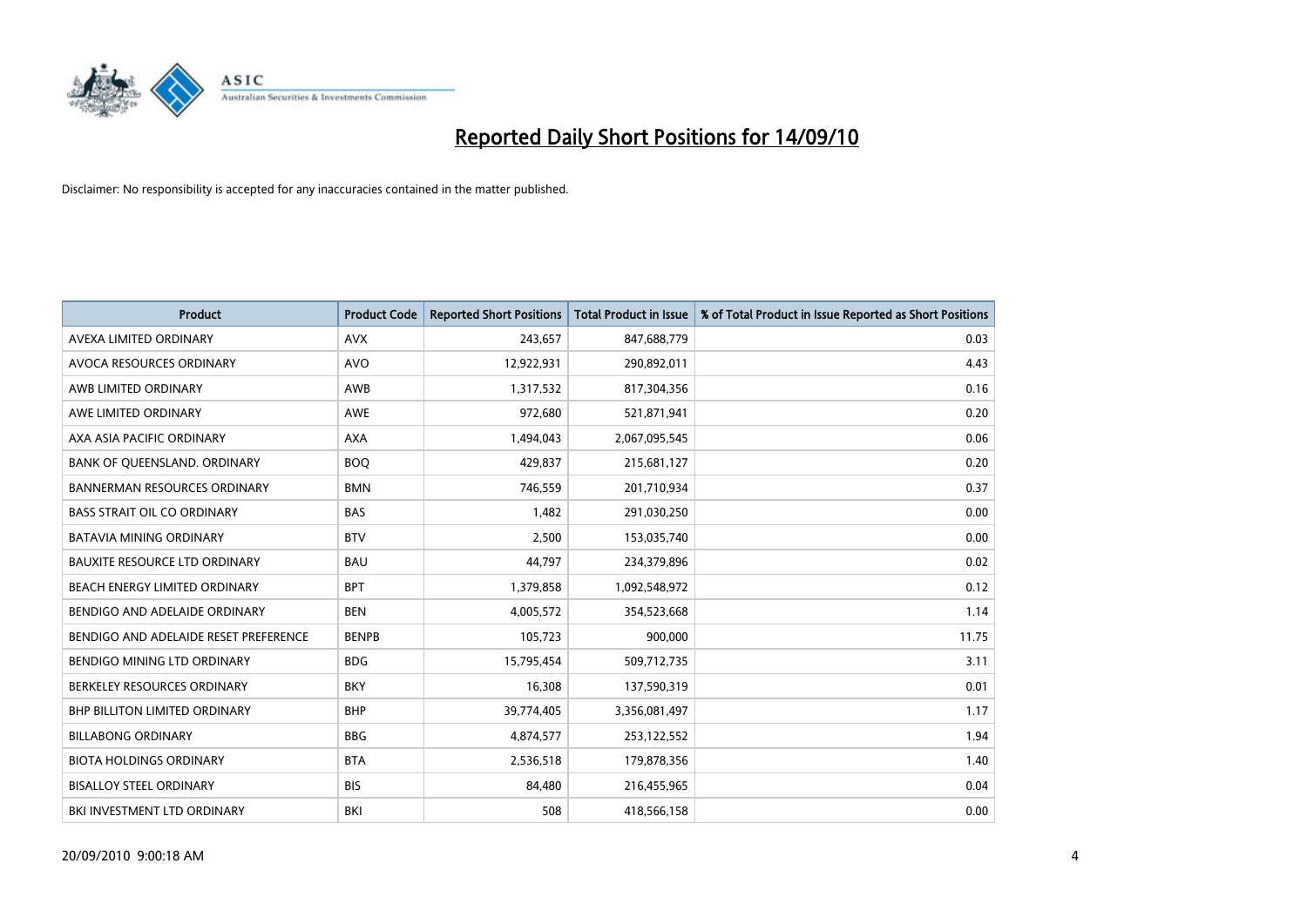# Reported Daily Short Positions for 14/09/10

Disclaimer: No responsibility is accepted for any inaccuracies contained in the matter published.

| Product | Product Code | Reported Short Positions | Total Product in Issue | % of Total Product in Issue Reported as Short Positions |
|---|---|---|---|---|
| AVEXA LIMITED ORDINARY | AVX | 243,657 | 847,688,779 | 0.03 |
| AVOCA RESOURCES ORDINARY | AVO | 12,922,931 | 290,892,011 | 4.43 |
| AWB LIMITED ORDINARY | AWB | 1,317,532 | 817,304,356 | 0.16 |
| AWE LIMITED ORDINARY | AWE | 972,680 | 521,871,941 | 0.20 |
| AXA ASIA PACIFIC ORDINARY | AXA | 1,494,043 | 2,067,095,545 | 0.06 |
| BANK OF QUEENSLAND. ORDINARY | BOQ | 429,837 | 215,681,127 | 0.20 |
| BANNERMAN RESOURCES ORDINARY | BMN | 746,559 | 201,710,934 | 0.37 |
| BASS STRAIT OIL CO ORDINARY | BAS | 1,482 | 291,030,250 | 0.00 |
| BATAVIA MINING ORDINARY | BTV | 2,500 | 153,035,740 | 0.00 |
| BAUXITE RESOURCE LTD ORDINARY | BAU | 44,797 | 234,379,896 | 0.02 |
| BEACH ENERGY LIMITED ORDINARY | BPT | 1,379,858 | 1,092,548,972 | 0.12 |
| BENDIGO AND ADELAIDE ORDINARY | BEN | 4,005,572 | 354,523,668 | 1.14 |
| BENDIGO AND ADELAIDE RESET PREFERENCE | BENPB | 105,723 | 900,000 | 11.75 |
| BENDIGO MINING LTD ORDINARY | BDG | 15,795,454 | 509,712,735 | 3.11 |
| BERKELEY RESOURCES ORDINARY | BKY | 16,308 | 137,590,319 | 0.01 |
| BHP BILLITON LIMITED ORDINARY | BHP | 39,774,405 | 3,356,081,497 | 1.17 |
| BILLABONG ORDINARY | BBG | 4,874,577 | 253,122,552 | 1.94 |
| BIOTA HOLDINGS ORDINARY | BTA | 2,536,518 | 179,878,356 | 1.40 |
| BISALLOY STEEL ORDINARY | BIS | 84,480 | 216,455,965 | 0.04 |
| BKI INVESTMENT LTD ORDINARY | BKI | 508 | 418,566,158 | 0.00 |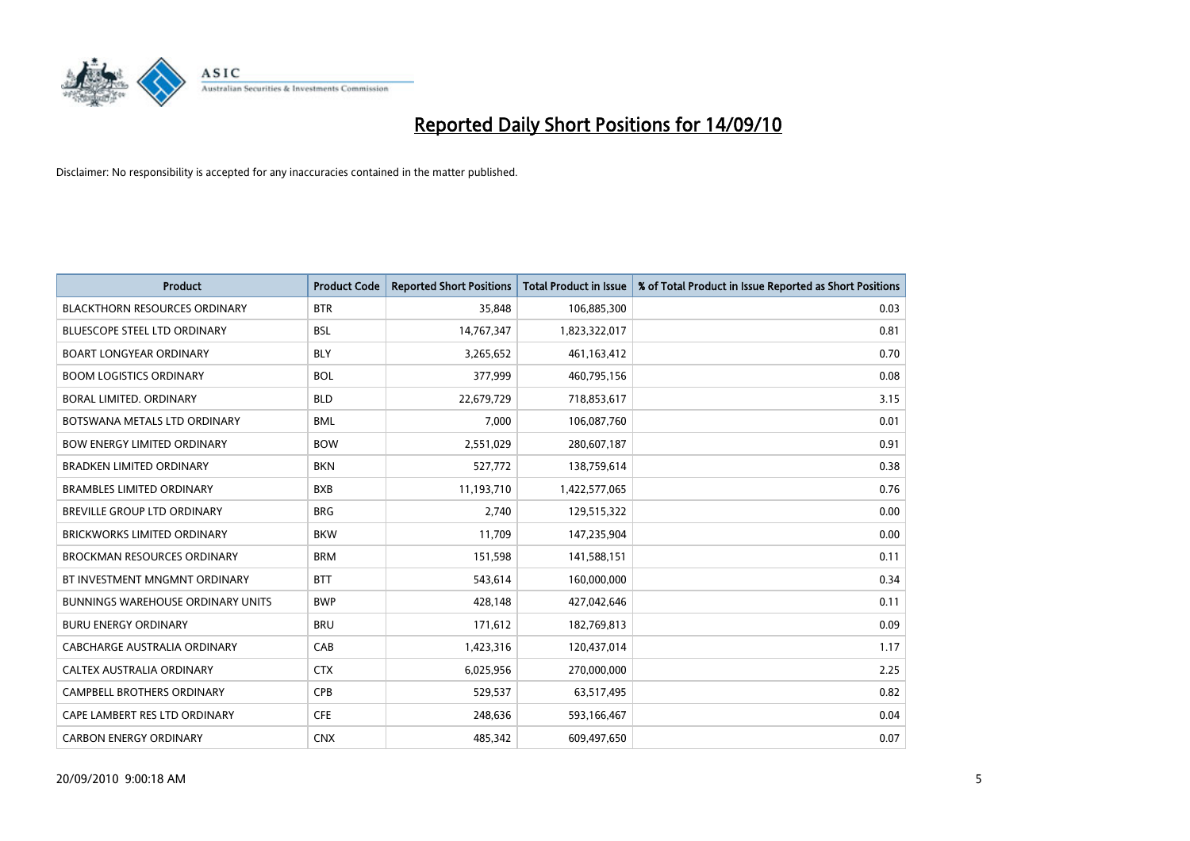# Reported Daily Short Positions for 14/09/10

Disclaimer: No responsibility is accepted for any inaccuracies contained in the matter published.

| Product | Product Code | Reported Short Positions | Total Product in Issue | % of Total Product in Issue Reported as Short Positions |
|---|---|---|---|---|
| BLACKTHORN RESOURCES ORDINARY | BTR | 35,848 | 106,885,300 | 0.03 |
| BLUESCOPE STEEL LTD ORDINARY | BSL | 14,767,347 | 1,823,322,017 | 0.81 |
| BOART LONGYEAR ORDINARY | BLY | 3,265,652 | 461,163,412 | 0.70 |
| BOOM LOGISTICS ORDINARY | BOL | 377,999 | 460,795,156 | 0.08 |
| BORAL LIMITED. ORDINARY | BLD | 22,679,729 | 718,853,617 | 3.15 |
| BOTSWANA METALS LTD ORDINARY | BML | 7,000 | 106,087,760 | 0.01 |
| BOW ENERGY LIMITED ORDINARY | BOW | 2,551,029 | 280,607,187 | 0.91 |
| BRADKEN LIMITED ORDINARY | BKN | 527,772 | 138,759,614 | 0.38 |
| BRAMBLES LIMITED ORDINARY | BXB | 11,193,710 | 1,422,577,065 | 0.76 |
| BREVILLE GROUP LTD ORDINARY | BRG | 2,740 | 129,515,322 | 0.00 |
| BRICKWORKS LIMITED ORDINARY | BKW | 11,709 | 147,235,904 | 0.00 |
| BROCKMAN RESOURCES ORDINARY | BRM | 151,598 | 141,588,151 | 0.11 |
| BT INVESTMENT MNGMNT ORDINARY | BTT | 543,614 | 160,000,000 | 0.34 |
| BUNNINGS WAREHOUSE ORDINARY UNITS | BWP | 428,148 | 427,042,646 | 0.11 |
| BURU ENERGY ORDINARY | BRU | 171,612 | 182,769,813 | 0.09 |
| CABCHARGE AUSTRALIA ORDINARY | CAB | 1,423,316 | 120,437,014 | 1.17 |
| CALTEX AUSTRALIA ORDINARY | CTX | 6,025,956 | 270,000,000 | 2.25 |
| CAMPBELL BROTHERS ORDINARY | CPB | 529,537 | 63,517,495 | 0.82 |
| CAPE LAMBERT RES LTD ORDINARY | CFE | 248,636 | 593,166,467 | 0.04 |
| CARBON ENERGY ORDINARY | CNX | 485,342 | 609,497,650 | 0.07 |

20/09/2010 9:00:18 AM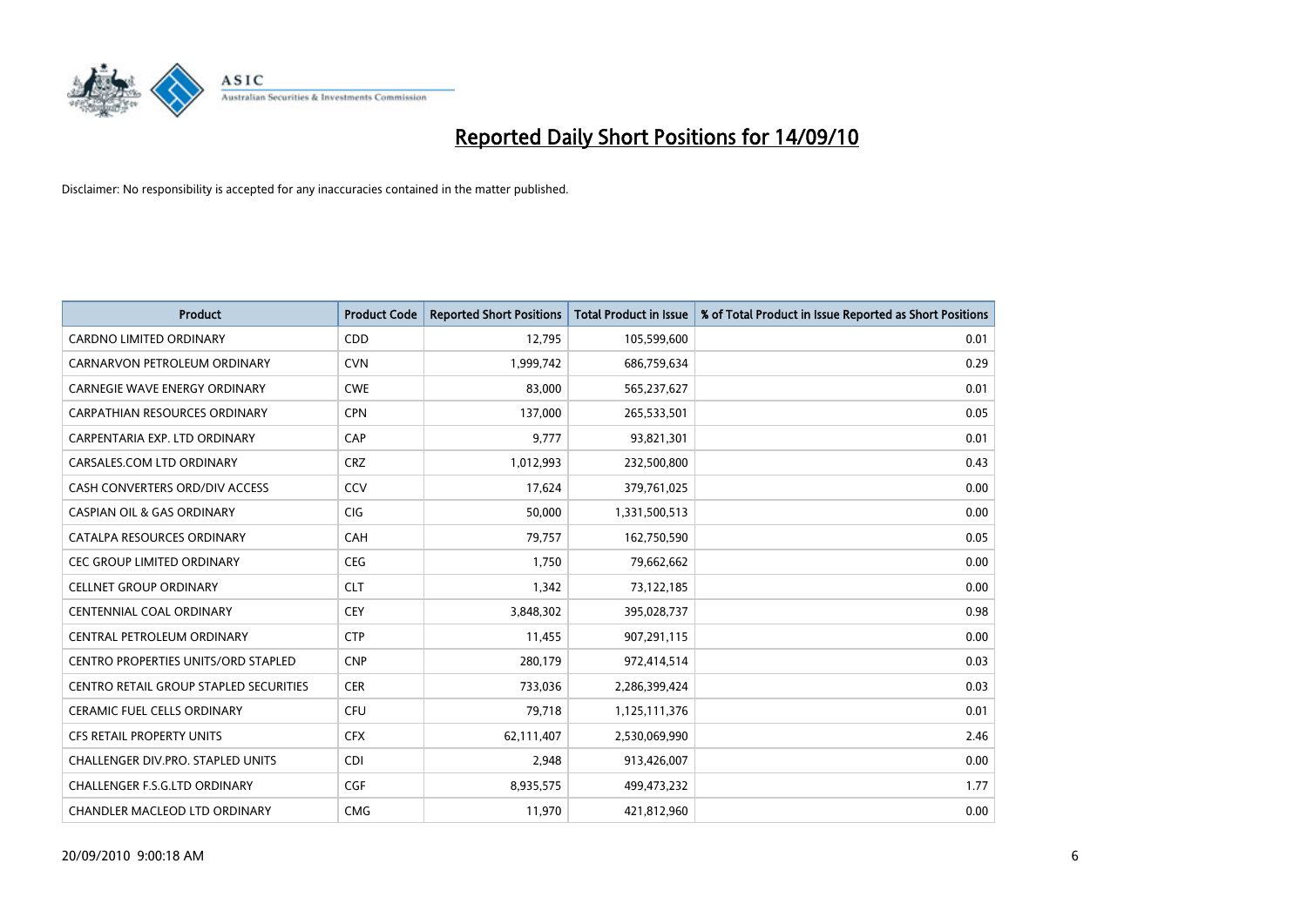# Reported Daily Short Positions for 14/09/10

Disclaimer: No responsibility is accepted for any inaccuracies contained in the matter published.

| Product | Product Code | Reported Short Positions | Total Product in Issue | % of Total Product in Issue Reported as Short Positions |
|---|---|---|---|---|
| CARDNO LIMITED ORDINARY | CDD | 12,795 | 105,599,600 | 0.01 |
| CARNARVON PETROLEUM ORDINARY | CVN | 1,999,742 | 686,759,634 | 0.29 |
| CARNEGIE WAVE ENERGY ORDINARY | CWE | 83,000 | 565,237,627 | 0.01 |
| CARPATHIAN RESOURCES ORDINARY | CPN | 137,000 | 265,533,501 | 0.05 |
| CARPENTARIA EXP. LTD ORDINARY | CAP | 9,777 | 93,821,301 | 0.01 |
| CARSALES.COM LTD ORDINARY | CRZ | 1,012,993 | 232,500,800 | 0.43 |
| CASH CONVERTERS ORD/DIV ACCESS | CCV | 17,624 | 379,761,025 | 0.00 |
| CASPIAN OIL & GAS ORDINARY | CIG | 50,000 | 1,331,500,513 | 0.00 |
| CATALPA RESOURCES ORDINARY | CAH | 79,757 | 162,750,590 | 0.05 |
| CEC GROUP LIMITED ORDINARY | CEG | 1,750 | 79,662,662 | 0.00 |
| CELLNET GROUP ORDINARY | CLT | 1,342 | 73,122,185 | 0.00 |
| CENTENNIAL COAL ORDINARY | CEY | 3,848,302 | 395,028,737 | 0.98 |
| CENTRAL PETROLEUM ORDINARY | CTP | 11,455 | 907,291,115 | 0.00 |
| CENTRO PROPERTIES UNITS/ORD STAPLED | CNP | 280,179 | 972,414,514 | 0.03 |
| CENTRO RETAIL GROUP STAPLED SECURITIES | CER | 733,036 | 2,286,399,424 | 0.03 |
| CERAMIC FUEL CELLS ORDINARY | CFU | 79,718 | 1,125,111,376 | 0.01 |
| CFS RETAIL PROPERTY UNITS | CFX | 62,111,407 | 2,530,069,990 | 2.46 |
| CHALLENGER DIV.PRO. STAPLED UNITS | CDI | 2,948 | 913,426,007 | 0.00 |
| CHALLENGER F.S.G.LTD ORDINARY | CGF | 8,935,575 | 499,473,232 | 1.77 |
| CHANDLER MACLEOD LTD ORDINARY | CMG | 11,970 | 421,812,960 | 0.00 |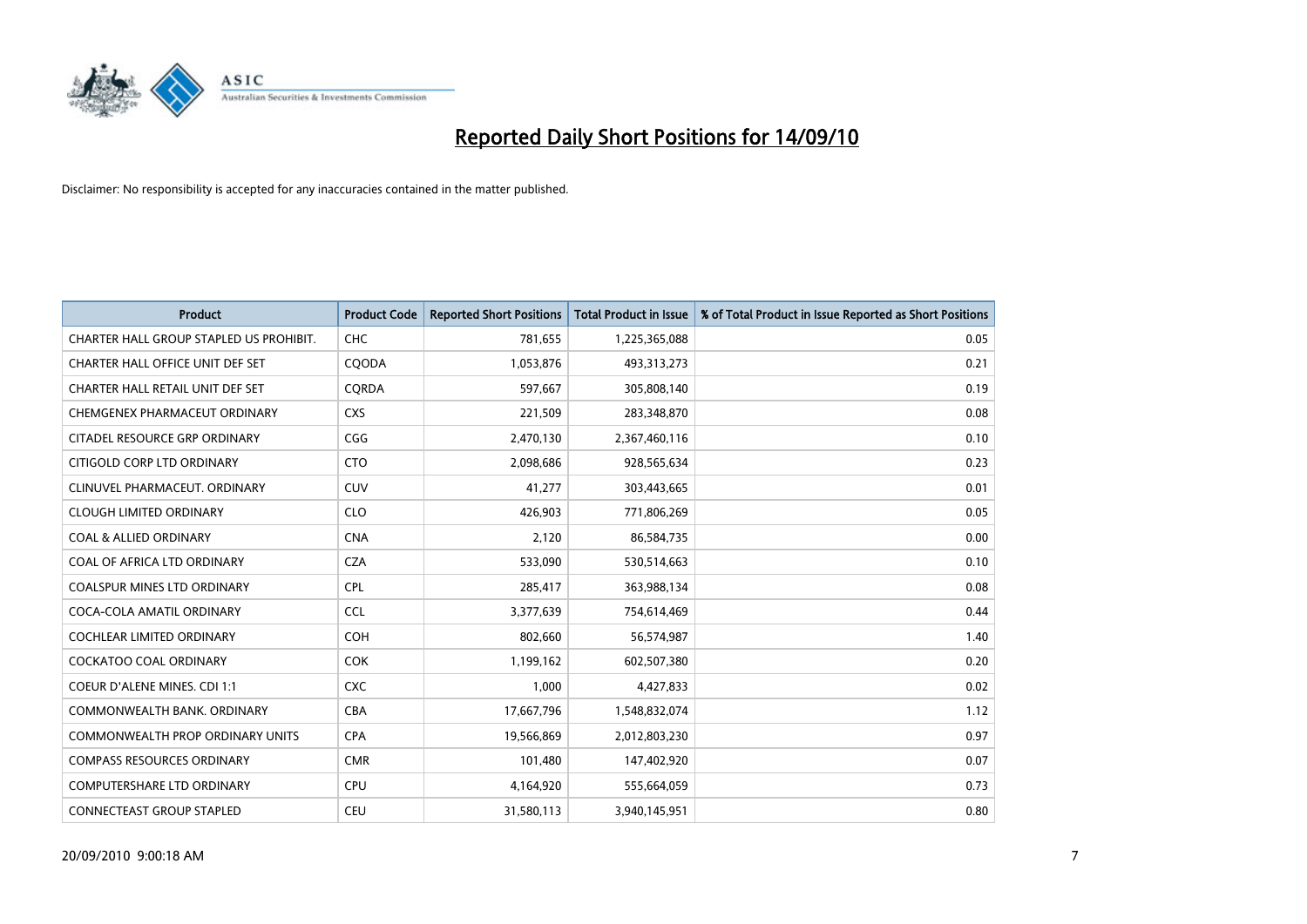# Reported Daily Short Positions for 14/09/10

Disclaimer: No responsibility is accepted for any inaccuracies contained in the matter published.

| Product | Product Code | Reported Short Positions | Total Product in Issue | % of Total Product in Issue Reported as Short Positions |
|---|---|---|---|---|
| CHARTER HALL GROUP STAPLED US PROHIBIT. | CHC | 781,655 | 1,225,365,088 | 0.05 |
| CHARTER HALL OFFICE UNIT DEF SET | CQODA | 1,053,876 | 493,313,273 | 0.21 |
| CHARTER HALL RETAIL UNIT DEF SET | CQRDA | 597,667 | 305,808,140 | 0.19 |
| CHEMGENEX PHARMACEUT ORDINARY | CXS | 221,509 | 283,348,870 | 0.08 |
| CITADEL RESOURCE GRP ORDINARY | CGG | 2,470,130 | 2,367,460,116 | 0.10 |
| CITIGOLD CORP LTD ORDINARY | CTO | 2,098,686 | 928,565,634 | 0.23 |
| CLINUVEL PHARMACEUT. ORDINARY | CUV | 41,277 | 303,443,665 | 0.01 |
| CLOUGH LIMITED ORDINARY | CLO | 426,903 | 771,806,269 | 0.05 |
| COAL & ALLIED ORDINARY | CNA | 2,120 | 86,584,735 | 0.00 |
| COAL OF AFRICA LTD ORDINARY | CZA | 533,090 | 530,514,663 | 0.10 |
| COALSPUR MINES LTD ORDINARY | CPL | 285,417 | 363,988,134 | 0.08 |
| COCA-COLA AMATIL ORDINARY | CCL | 3,377,639 | 754,614,469 | 0.44 |
| COCHLEAR LIMITED ORDINARY | COH | 802,660 | 56,574,987 | 1.40 |
| COCKATOO COAL ORDINARY | COK | 1,199,162 | 602,507,380 | 0.20 |
| COEUR D'ALENE MINES. CDI 1:1 | CXC | 1,000 | 4,427,833 | 0.02 |
| COMMONWEALTH BANK. ORDINARY | CBA | 17,667,796 | 1,548,832,074 | 1.12 |
| COMMONWEALTH PROP ORDINARY UNITS | CPA | 19,566,869 | 2,012,803,230 | 0.97 |
| COMPASS RESOURCES ORDINARY | CMR | 101,480 | 147,402,920 | 0.07 |
| COMPUTERSHARE LTD ORDINARY | CPU | 4,164,920 | 555,664,059 | 0.73 |
| CONNECTEAST GROUP STAPLED | CEU | 31,580,113 | 3,940,145,951 | 0.80 |

20/09/2010 9:00:18 AM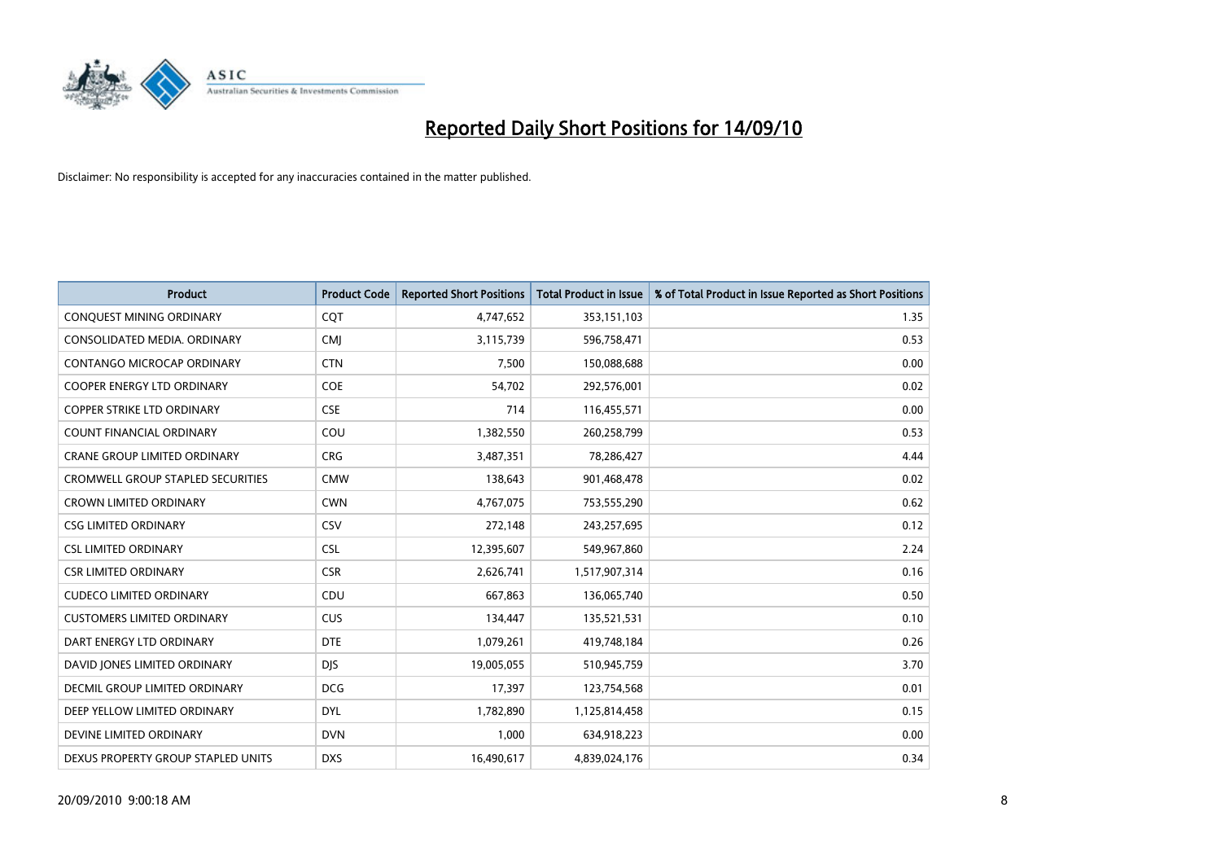# Reported Daily Short Positions for 14/09/10

Disclaimer: No responsibility is accepted for any inaccuracies contained in the matter published.

| Product | Product Code | Reported Short Positions | Total Product in Issue | % of Total Product in Issue Reported as Short Positions |
|---|---|---|---|---|
| CONQUEST MINING ORDINARY | CQT | 4,747,652 | 353,151,103 | 1.35 |
| CONSOLIDATED MEDIA. ORDINARY | CMJ | 3,115,739 | 596,758,471 | 0.53 |
| CONTANGO MICROCAP ORDINARY | CTN | 7,500 | 150,088,688 | 0.00 |
| COOPER ENERGY LTD ORDINARY | COE | 54,702 | 292,576,001 | 0.02 |
| COPPER STRIKE LTD ORDINARY | CSE | 714 | 116,455,571 | 0.00 |
| COUNT FINANCIAL ORDINARY | COU | 1,382,550 | 260,258,799 | 0.53 |
| CRANE GROUP LIMITED ORDINARY | CRG | 3,487,351 | 78,286,427 | 4.44 |
| CROMWELL GROUP STAPLED SECURITIES | CMW | 138,643 | 901,468,478 | 0.02 |
| CROWN LIMITED ORDINARY | CWN | 4,767,075 | 753,555,290 | 0.62 |
| CSG LIMITED ORDINARY | CSV | 272,148 | 243,257,695 | 0.12 |
| CSL LIMITED ORDINARY | CSL | 12,395,607 | 549,967,860 | 2.24 |
| CSR LIMITED ORDINARY | CSR | 2,626,741 | 1,517,907,314 | 0.16 |
| CUDECO LIMITED ORDINARY | CDU | 667,863 | 136,065,740 | 0.50 |
| CUSTOMERS LIMITED ORDINARY | CUS | 134,447 | 135,521,531 | 0.10 |
| DART ENERGY LTD ORDINARY | DTE | 1,079,261 | 419,748,184 | 0.26 |
| DAVID JONES LIMITED ORDINARY | DJS | 19,005,055 | 510,945,759 | 3.70 |
| DECMIL GROUP LIMITED ORDINARY | DCG | 17,397 | 123,754,568 | 0.01 |
| DEEP YELLOW LIMITED ORDINARY | DYL | 1,782,890 | 1,125,814,458 | 0.15 |
| DEVINE LIMITED ORDINARY | DVN | 1,000 | 634,918,223 | 0.00 |
| DEXUS PROPERTY GROUP STAPLED UNITS | DXS | 16,490,617 | 4,839,024,176 | 0.34 |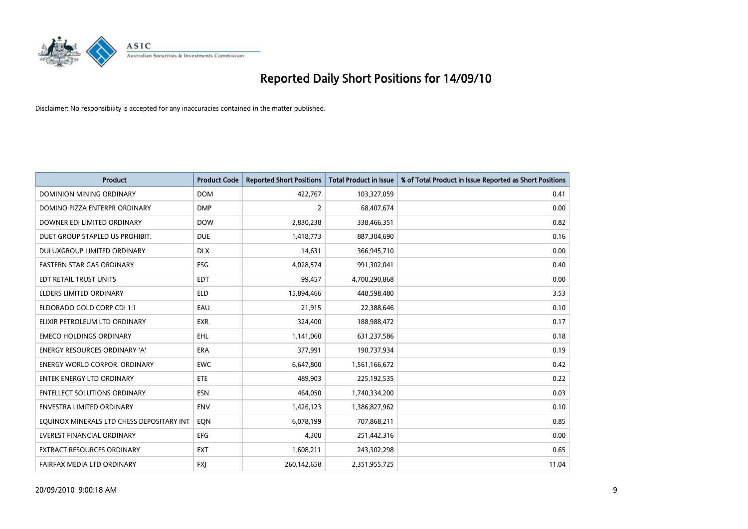# Reported Daily Short Positions for 14/09/10

Disclaimer: No responsibility is accepted for any inaccuracies contained in the matter published.

| Product | Product Code | Reported Short Positions | Total Product in Issue | % of Total Product in Issue Reported as Short Positions |
|---|---|---|---|---|
| DOMINION MINING ORDINARY | DOM | 422,767 | 103,327,059 | 0.41 |
| DOMINO PIZZA ENTERPR ORDINARY | DMP | 2 | 68,407,674 | 0.00 |
| DOWNER EDI LIMITED ORDINARY | DOW | 2,830,238 | 338,466,351 | 0.82 |
| DUET GROUP STAPLED US PROHIBIT. | DUE | 1,418,773 | 887,304,690 | 0.16 |
| DULUXGROUP LIMITED ORDINARY | DLX | 14,631 | 366,945,710 | 0.00 |
| EASTERN STAR GAS ORDINARY | ESG | 4,028,574 | 991,302,041 | 0.40 |
| EDT RETAIL TRUST UNITS | EDT | 99,457 | 4,700,290,868 | 0.00 |
| ELDERS LIMITED ORDINARY | ELD | 15,894,466 | 448,598,480 | 3.53 |
| ELDORADO GOLD CORP CDI 1:1 | EAU | 21,915 | 22,388,646 | 0.10 |
| ELIXIR PETROLEUM LTD ORDINARY | EXR | 324,400 | 188,988,472 | 0.17 |
| EMECO HOLDINGS ORDINARY | EHL | 1,141,060 | 631,237,586 | 0.18 |
| ENERGY RESOURCES ORDINARY 'A' | ERA | 377,991 | 190,737,934 | 0.19 |
| ENERGY WORLD CORPOR. ORDINARY | EWC | 6,647,800 | 1,561,166,672 | 0.42 |
| ENTEK ENERGY LTD ORDINARY | ETE | 489,903 | 225,192,535 | 0.22 |
| ENTELLECT SOLUTIONS ORDINARY | ESN | 464,050 | 1,740,334,200 | 0.03 |
| ENVESTRA LIMITED ORDINARY | ENV | 1,426,123 | 1,386,827,962 | 0.10 |
| EQUINOX MINERALS LTD CHESS DEPOSITARY INT | EQN | 6,078,199 | 707,868,211 | 0.85 |
| EVEREST FINANCIAL ORDINARY | EFG | 4,300 | 251,442,316 | 0.00 |
| EXTRACT RESOURCES ORDINARY | EXT | 1,608,211 | 243,302,298 | 0.65 |
| FAIRFAX MEDIA LTD ORDINARY | FXJ | 260,142,658 | 2,351,955,725 | 11.04 |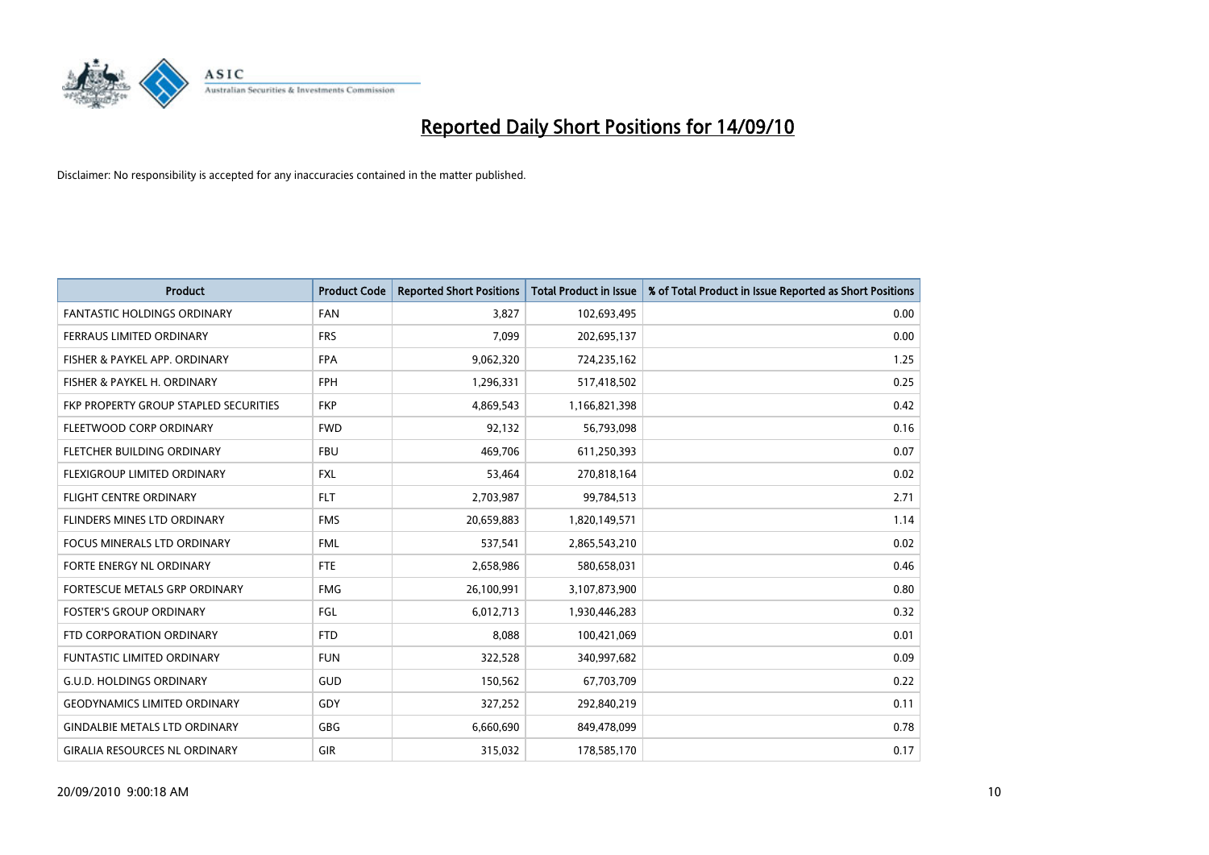# Reported Daily Short Positions for 14/09/10

Disclaimer: No responsibility is accepted for any inaccuracies contained in the matter published.

| Product | Product Code | Reported Short Positions | Total Product in Issue | % of Total Product in Issue Reported as Short Positions |
|---|---|---|---|---|
| FANTASTIC HOLDINGS ORDINARY | FAN | 3,827 | 102,693,495 | 0.00 |
| FERRAUS LIMITED ORDINARY | FRS | 7,099 | 202,695,137 | 0.00 |
| FISHER & PAYKEL APP. ORDINARY | FPA | 9,062,320 | 724,235,162 | 1.25 |
| FISHER & PAYKEL H. ORDINARY | FPH | 1,296,331 | 517,418,502 | 0.25 |
| FKP PROPERTY GROUP STAPLED SECURITIES | FKP | 4,869,543 | 1,166,821,398 | 0.42 |
| FLEETWOOD CORP ORDINARY | FWD | 92,132 | 56,793,098 | 0.16 |
| FLETCHER BUILDING ORDINARY | FBU | 469,706 | 611,250,393 | 0.07 |
| FLEXIGROUP LIMITED ORDINARY | FXL | 53,464 | 270,818,164 | 0.02 |
| FLIGHT CENTRE ORDINARY | FLT | 2,703,987 | 99,784,513 | 2.71 |
| FLINDERS MINES LTD ORDINARY | FMS | 20,659,883 | 1,820,149,571 | 1.14 |
| FOCUS MINERALS LTD ORDINARY | FML | 537,541 | 2,865,543,210 | 0.02 |
| FORTE ENERGY NL ORDINARY | FTE | 2,658,986 | 580,658,031 | 0.46 |
| FORTESCUE METALS GRP ORDINARY | FMG | 26,100,991 | 3,107,873,900 | 0.80 |
| FOSTER'S GROUP ORDINARY | FGL | 6,012,713 | 1,930,446,283 | 0.32 |
| FTD CORPORATION ORDINARY | FTD | 8,088 | 100,421,069 | 0.01 |
| FUNTASTIC LIMITED ORDINARY | FUN | 322,528 | 340,997,682 | 0.09 |
| G.U.D. HOLDINGS ORDINARY | GUD | 150,562 | 67,703,709 | 0.22 |
| GEODYNAMICS LIMITED ORDINARY | GDY | 327,252 | 292,840,219 | 0.11 |
| GINDALBIE METALS LTD ORDINARY | GBG | 6,660,690 | 849,478,099 | 0.78 |
| GIRALIA RESOURCES NL ORDINARY | GIR | 315,032 | 178,585,170 | 0.17 |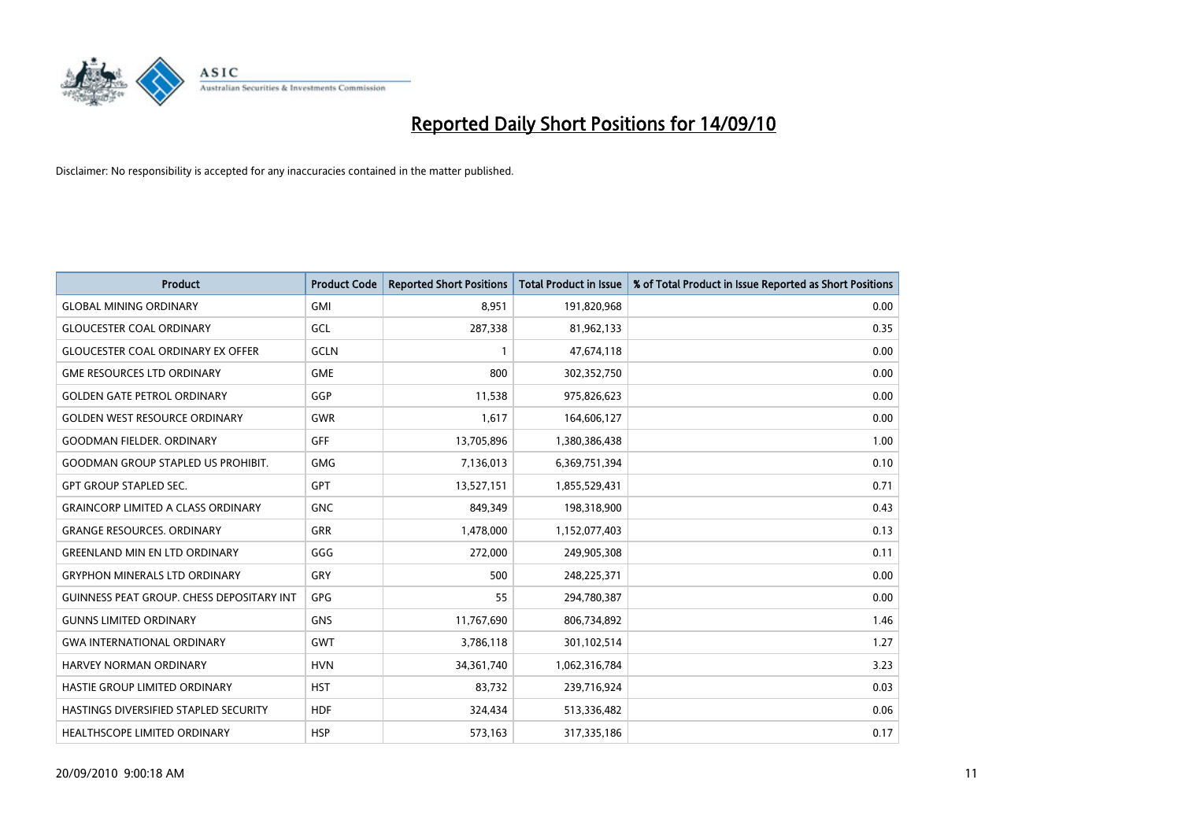# Reported Daily Short Positions for 14/09/10

Disclaimer: No responsibility is accepted for any inaccuracies contained in the matter published.

| Product | Product Code | Reported Short Positions | Total Product in Issue | % of Total Product in Issue Reported as Short Positions |
|---|---|---|---|---|
| GLOBAL MINING ORDINARY | GMI | 8,951 | 191,820,968 | 0.00 |
| GLOUCESTER COAL ORDINARY | GCL | 287,338 | 81,962,133 | 0.35 |
| GLOUCESTER COAL ORDINARY EX OFFER | GCLN | 1 | 47,674,118 | 0.00 |
| GME RESOURCES LTD ORDINARY | GME | 800 | 302,352,750 | 0.00 |
| GOLDEN GATE PETROL ORDINARY | GGP | 11,538 | 975,826,623 | 0.00 |
| GOLDEN WEST RESOURCE ORDINARY | GWR | 1,617 | 164,606,127 | 0.00 |
| GOODMAN FIELDER. ORDINARY | GFF | 13,705,896 | 1,380,386,438 | 1.00 |
| GOODMAN GROUP STAPLED US PROHIBIT. | GMG | 7,136,013 | 6,369,751,394 | 0.10 |
| GPT GROUP STAPLED SEC. | GPT | 13,527,151 | 1,855,529,431 | 0.71 |
| GRAINCORP LIMITED A CLASS ORDINARY | GNC | 849,349 | 198,318,900 | 0.43 |
| GRANGE RESOURCES. ORDINARY | GRR | 1,478,000 | 1,152,077,403 | 0.13 |
| GREENLAND MIN EN LTD ORDINARY | GGG | 272,000 | 249,905,308 | 0.11 |
| GRYPHON MINERALS LTD ORDINARY | GRY | 500 | 248,225,371 | 0.00 |
| GUINNESS PEAT GROUP. CHESS DEPOSITARY INT | GPG | 55 | 294,780,387 | 0.00 |
| GUNNS LIMITED ORDINARY | GNS | 11,767,690 | 806,734,892 | 1.46 |
| GWA INTERNATIONAL ORDINARY | GWT | 3,786,118 | 301,102,514 | 1.27 |
| HARVEY NORMAN ORDINARY | HVN | 34,361,740 | 1,062,316,784 | 3.23 |
| HASTIE GROUP LIMITED ORDINARY | HST | 83,732 | 239,716,924 | 0.03 |
| HASTINGS DIVERSIFIED STAPLED SECURITY | HDF | 324,434 | 513,336,482 | 0.06 |
| HEALTHSCOPE LIMITED ORDINARY | HSP | 573,163 | 317,335,186 | 0.17 |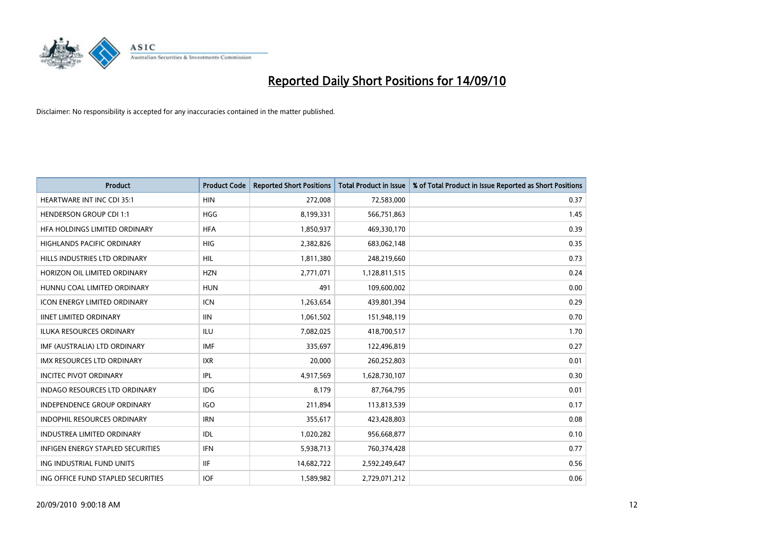# Reported Daily Short Positions for 14/09/10

Disclaimer: No responsibility is accepted for any inaccuracies contained in the matter published.

| Product | Product Code | Reported Short Positions | Total Product in Issue | % of Total Product in Issue Reported as Short Positions |
|---|---|---|---|---|
| HEARTWARE INT INC CDI 35:1 | HIN | 272,008 | 72,583,000 | 0.37 |
| HENDERSON GROUP CDI 1:1 | HGG | 8,199,331 | 566,751,863 | 1.45 |
| HFA HOLDINGS LIMITED ORDINARY | HFA | 1,850,937 | 469,330,170 | 0.39 |
| HIGHLANDS PACIFIC ORDINARY | HIG | 2,382,826 | 683,062,148 | 0.35 |
| HILLS INDUSTRIES LTD ORDINARY | HIL | 1,811,380 | 248,219,660 | 0.73 |
| HORIZON OIL LIMITED ORDINARY | HZN | 2,771,071 | 1,128,811,515 | 0.24 |
| HUNNU COAL LIMITED ORDINARY | HUN | 491 | 109,600,002 | 0.00 |
| ICON ENERGY LIMITED ORDINARY | ICN | 1,263,654 | 439,801,394 | 0.29 |
| IINET LIMITED ORDINARY | IIN | 1,061,502 | 151,948,119 | 0.70 |
| ILUKA RESOURCES ORDINARY | ILU | 7,082,025 | 418,700,517 | 1.70 |
| IMF (AUSTRALIA) LTD ORDINARY | IMF | 335,697 | 122,496,819 | 0.27 |
| IMX RESOURCES LTD ORDINARY | IXR | 20,000 | 260,252,803 | 0.01 |
| INCITEC PIVOT ORDINARY | IPL | 4,917,569 | 1,628,730,107 | 0.30 |
| INDAGO RESOURCES LTD ORDINARY | IDG | 8,179 | 87,764,795 | 0.01 |
| INDEPENDENCE GROUP ORDINARY | IGO | 211,894 | 113,813,539 | 0.17 |
| INDOPHIL RESOURCES ORDINARY | IRN | 355,617 | 423,428,803 | 0.08 |
| INDUSTREA LIMITED ORDINARY | IDL | 1,020,282 | 956,668,877 | 0.10 |
| INFIGEN ENERGY STAPLED SECURITIES | IFN | 5,938,713 | 760,374,428 | 0.77 |
| ING INDUSTRIAL FUND UNITS | IIF | 14,682,722 | 2,592,249,647 | 0.56 |
| ING OFFICE FUND STAPLED SECURITIES | IOF | 1,589,982 | 2,729,071,212 | 0.06 |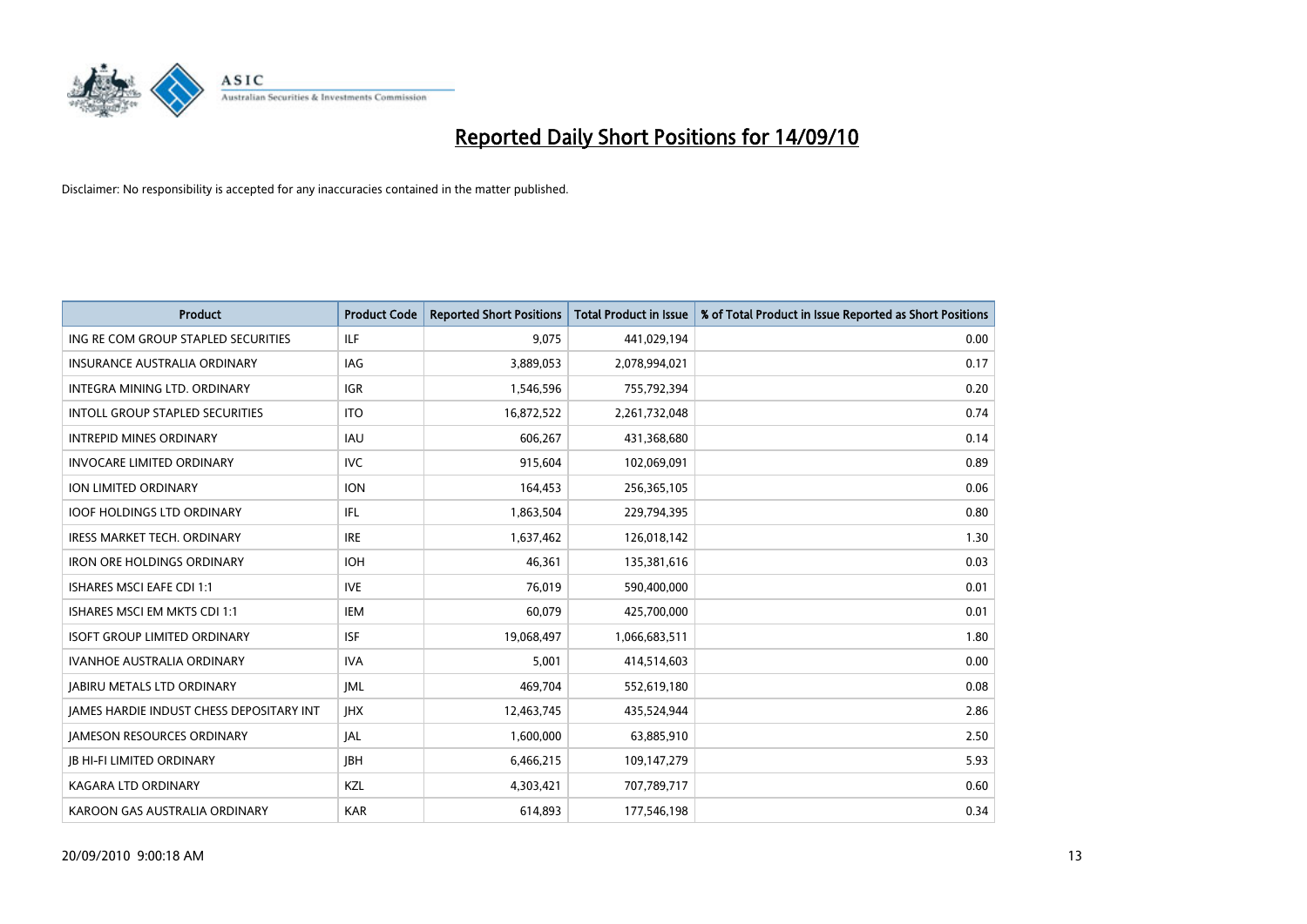# Reported Daily Short Positions for 14/09/10

Disclaimer: No responsibility is accepted for any inaccuracies contained in the matter published.

| Product | Product Code | Reported Short Positions | Total Product in Issue | % of Total Product in Issue Reported as Short Positions |
| --- | --- | --- | --- | --- |
| ING RE COM GROUP STAPLED SECURITIES | ILF | 9,075 | 441,029,194 | 0.00 |
| INSURANCE AUSTRALIA ORDINARY | IAG | 3,889,053 | 2,078,994,021 | 0.17 |
| INTEGRA MINING LTD. ORDINARY | IGR | 1,546,596 | 755,792,394 | 0.20 |
| INTOLL GROUP STAPLED SECURITIES | ITO | 16,872,522 | 2,261,732,048 | 0.74 |
| INTREPID MINES ORDINARY | IAU | 606,267 | 431,368,680 | 0.14 |
| INVOCARE LIMITED ORDINARY | IVC | 915,604 | 102,069,091 | 0.89 |
| ION LIMITED ORDINARY | ION | 164,453 | 256,365,105 | 0.06 |
| IOOF HOLDINGS LTD ORDINARY | IFL | 1,863,504 | 229,794,395 | 0.80 |
| IRESS MARKET TECH. ORDINARY | IRE | 1,637,462 | 126,018,142 | 1.30 |
| IRON ORE HOLDINGS ORDINARY | IOH | 46,361 | 135,381,616 | 0.03 |
| ISHARES MSCI EAFE CDI 1:1 | IVE | 76,019 | 590,400,000 | 0.01 |
| ISHARES MSCI EM MKTS CDI 1:1 | IEM | 60,079 | 425,700,000 | 0.01 |
| ISOFT GROUP LIMITED ORDINARY | ISF | 19,068,497 | 1,066,683,511 | 1.80 |
| IVANHOE AUSTRALIA ORDINARY | IVA | 5,001 | 414,514,603 | 0.00 |
| JABIRU METALS LTD ORDINARY | JML | 469,704 | 552,619,180 | 0.08 |
| JAMES HARDIE INDUST CHESS DEPOSITARY INT | JHX | 12,463,745 | 435,524,944 | 2.86 |
| JAMESON RESOURCES ORDINARY | JAL | 1,600,000 | 63,885,910 | 2.50 |
| JB HI-FI LIMITED ORDINARY | JBH | 6,466,215 | 109,147,279 | 5.93 |
| KAGARA LTD ORDINARY | KZL | 4,303,421 | 707,789,717 | 0.60 |
| KAROON GAS AUSTRALIA ORDINARY | KAR | 614,893 | 177,546,198 | 0.34 |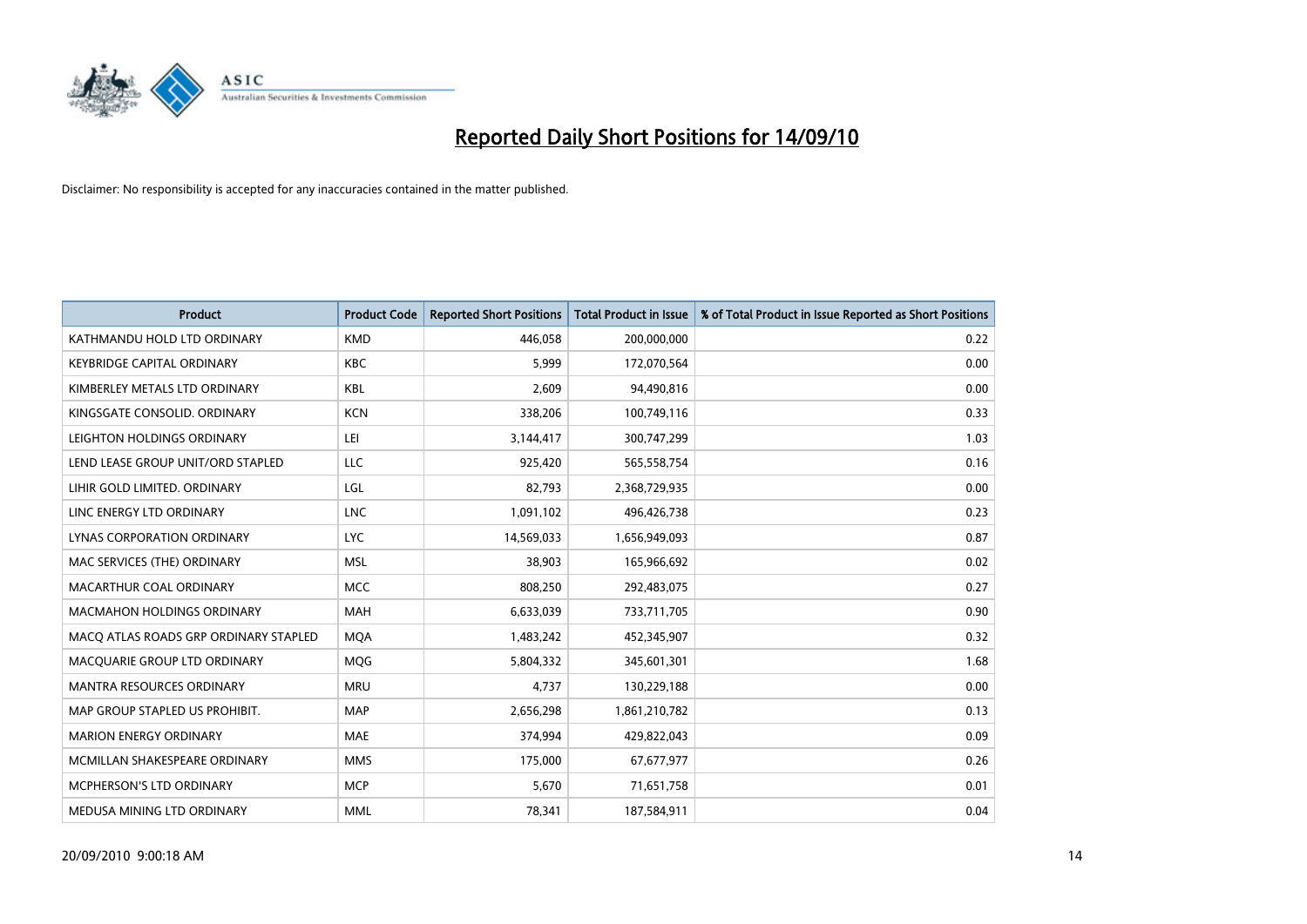# Reported Daily Short Positions for 14/09/10

Disclaimer: No responsibility is accepted for any inaccuracies contained in the matter published.

| Product | Product Code | Reported Short Positions | Total Product in Issue | % of Total Product in Issue Reported as Short Positions |
|---|---|---|---|---|
| KATHMANDU HOLD LTD ORDINARY | KMD | 446,058 | 200,000,000 | 0.22 |
| KEYBRIDGE CAPITAL ORDINARY | KBC | 5,999 | 172,070,564 | 0.00 |
| KIMBERLEY METALS LTD ORDINARY | KBL | 2,609 | 94,490,816 | 0.00 |
| KINGSGATE CONSOLID. ORDINARY | KCN | 338,206 | 100,749,116 | 0.33 |
| LEIGHTON HOLDINGS ORDINARY | LEI | 3,144,417 | 300,747,299 | 1.03 |
| LEND LEASE GROUP UNIT/ORD STAPLED | LLC | 925,420 | 565,558,754 | 0.16 |
| LIHIR GOLD LIMITED. ORDINARY | LGL | 82,793 | 2,368,729,935 | 0.00 |
| LINC ENERGY LTD ORDINARY | LNC | 1,091,102 | 496,426,738 | 0.23 |
| LYNAS CORPORATION ORDINARY | LYC | 14,569,033 | 1,656,949,093 | 0.87 |
| MAC SERVICES (THE) ORDINARY | MSL | 38,903 | 165,966,692 | 0.02 |
| MACARTHUR COAL ORDINARY | MCC | 808,250 | 292,483,075 | 0.27 |
| MACMAHON HOLDINGS ORDINARY | MAH | 6,633,039 | 733,711,705 | 0.90 |
| MACQ ATLAS ROADS GRP ORDINARY STAPLED | MQA | 1,483,242 | 452,345,907 | 0.32 |
| MACQUARIE GROUP LTD ORDINARY | MQG | 5,804,332 | 345,601,301 | 1.68 |
| MANTRA RESOURCES ORDINARY | MRU | 4,737 | 130,229,188 | 0.00 |
| MAP GROUP STAPLED US PROHIBIT. | MAP | 2,656,298 | 1,861,210,782 | 0.13 |
| MARION ENERGY ORDINARY | MAE | 374,994 | 429,822,043 | 0.09 |
| MCMILLAN SHAKESPEARE ORDINARY | MMS | 175,000 | 67,677,977 | 0.26 |
| MCPHERSON'S LTD ORDINARY | MCP | 5,670 | 71,651,758 | 0.01 |
| MEDUSA MINING LTD ORDINARY | MML | 78,341 | 187,584,911 | 0.04 |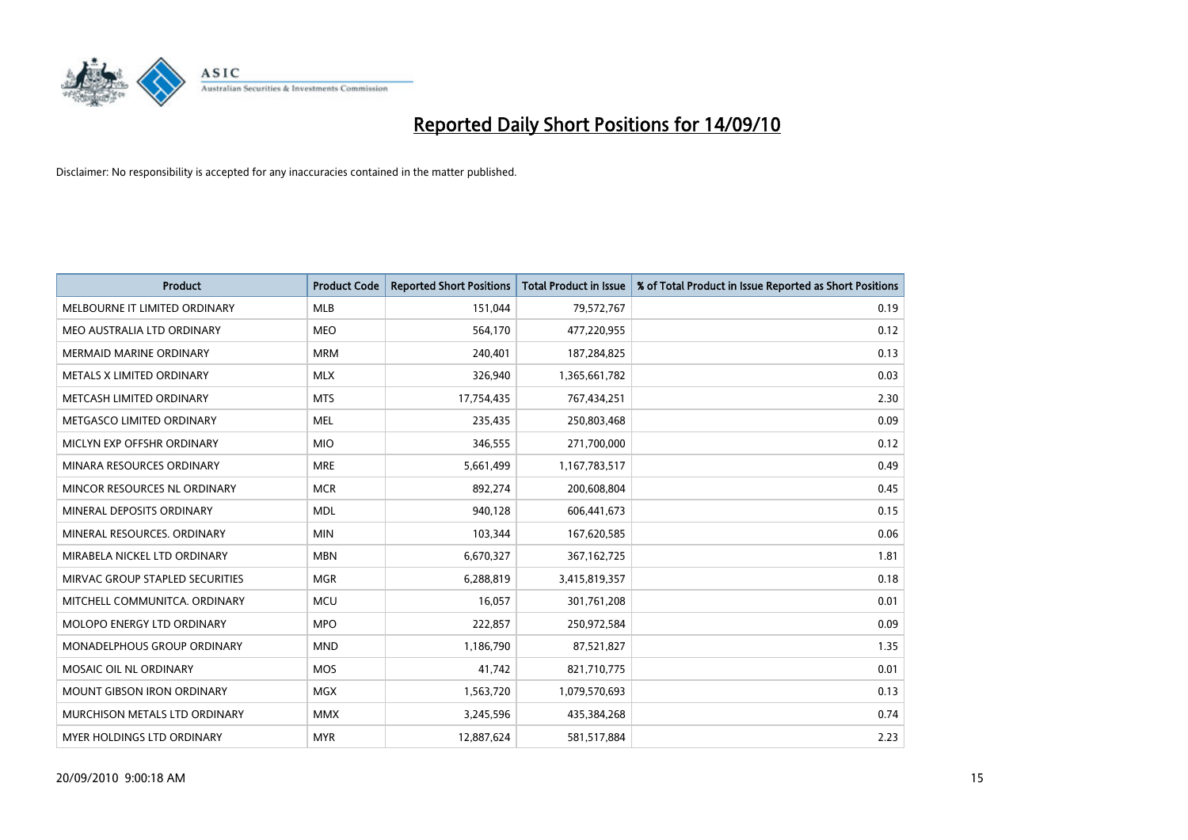# Reported Daily Short Positions for 14/09/10

Disclaimer: No responsibility is accepted for any inaccuracies contained in the matter published.

| Product | Product Code | Reported Short Positions | Total Product in Issue | % of Total Product in Issue Reported as Short Positions |
|---|---|---|---|---|
| MELBOURNE IT LIMITED ORDINARY | MLB | 151,044 | 79,572,767 | 0.19 |
| MEO AUSTRALIA LTD ORDINARY | MEO | 564,170 | 477,220,955 | 0.12 |
| MERMAID MARINE ORDINARY | MRM | 240,401 | 187,284,825 | 0.13 |
| METALS X LIMITED ORDINARY | MLX | 326,940 | 1,365,661,782 | 0.03 |
| METCASH LIMITED ORDINARY | MTS | 17,754,435 | 767,434,251 | 2.30 |
| METGASCO LIMITED ORDINARY | MEL | 235,435 | 250,803,468 | 0.09 |
| MICLYN EXP OFFSHR ORDINARY | MIO | 346,555 | 271,700,000 | 0.12 |
| MINARA RESOURCES ORDINARY | MRE | 5,661,499 | 1,167,783,517 | 0.49 |
| MINCOR RESOURCES NL ORDINARY | MCR | 892,274 | 200,608,804 | 0.45 |
| MINERAL DEPOSITS ORDINARY | MDL | 940,128 | 606,441,673 | 0.15 |
| MINERAL RESOURCES. ORDINARY | MIN | 103,344 | 167,620,585 | 0.06 |
| MIRABELA NICKEL LTD ORDINARY | MBN | 6,670,327 | 367,162,725 | 1.81 |
| MIRVAC GROUP STAPLED SECURITIES | MGR | 6,288,819 | 3,415,819,357 | 0.18 |
| MITCHELL COMMUNITCA. ORDINARY | MCU | 16,057 | 301,761,208 | 0.01 |
| MOLOPO ENERGY LTD ORDINARY | MPO | 222,857 | 250,972,584 | 0.09 |
| MONADELPHOUS GROUP ORDINARY | MND | 1,186,790 | 87,521,827 | 1.35 |
| MOSAIC OIL NL ORDINARY | MOS | 41,742 | 821,710,775 | 0.01 |
| MOUNT GIBSON IRON ORDINARY | MGX | 1,563,720 | 1,079,570,693 | 0.13 |
| MURCHISON METALS LTD ORDINARY | MMX | 3,245,596 | 435,384,268 | 0.74 |
| MYER HOLDINGS LTD ORDINARY | MYR | 12,887,624 | 581,517,884 | 2.23 |

20/09/2010 9:00:18 AM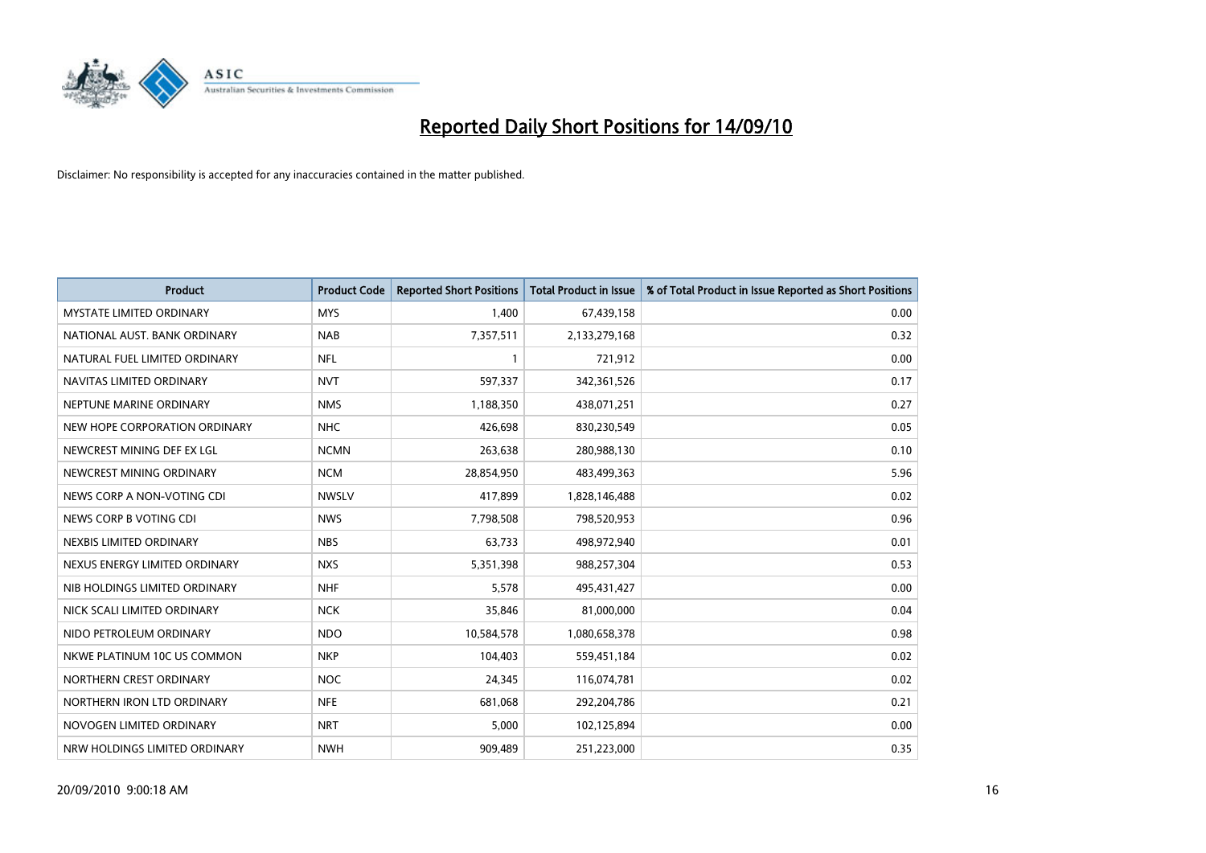# Reported Daily Short Positions for 14/09/10

Disclaimer: No responsibility is accepted for any inaccuracies contained in the matter published.

| Product | Product Code | Reported Short Positions | Total Product in Issue | % of Total Product in Issue Reported as Short Positions |
|---|---|---|---|---|
| MYSTATE LIMITED ORDINARY | MYS | 1,400 | 67,439,158 | 0.00 |
| NATIONAL AUST. BANK ORDINARY | NAB | 7,357,511 | 2,133,279,168 | 0.32 |
| NATURAL FUEL LIMITED ORDINARY | NFL | 1 | 721,912 | 0.00 |
| NAVITAS LIMITED ORDINARY | NVT | 597,337 | 342,361,526 | 0.17 |
| NEPTUNE MARINE ORDINARY | NMS | 1,188,350 | 438,071,251 | 0.27 |
| NEW HOPE CORPORATION ORDINARY | NHC | 426,698 | 830,230,549 | 0.05 |
| NEWCREST MINING DEF EX LGL | NCMN | 263,638 | 280,988,130 | 0.10 |
| NEWCREST MINING ORDINARY | NCM | 28,854,950 | 483,499,363 | 5.96 |
| NEWS CORP A NON-VOTING CDI | NWSLV | 417,899 | 1,828,146,488 | 0.02 |
| NEWS CORP B VOTING CDI | NWS | 7,798,508 | 798,520,953 | 0.96 |
| NEXBIS LIMITED ORDINARY | NBS | 63,733 | 498,972,940 | 0.01 |
| NEXUS ENERGY LIMITED ORDINARY | NXS | 5,351,398 | 988,257,304 | 0.53 |
| NIB HOLDINGS LIMITED ORDINARY | NHF | 5,578 | 495,431,427 | 0.00 |
| NICK SCALI LIMITED ORDINARY | NCK | 35,846 | 81,000,000 | 0.04 |
| NIDO PETROLEUM ORDINARY | NDO | 10,584,578 | 1,080,658,378 | 0.98 |
| NKWE PLATINUM 10C US COMMON | NKP | 104,403 | 559,451,184 | 0.02 |
| NORTHERN CREST ORDINARY | NOC | 24,345 | 116,074,781 | 0.02 |
| NORTHERN IRON LTD ORDINARY | NFE | 681,068 | 292,204,786 | 0.21 |
| NOVOGEN LIMITED ORDINARY | NRT | 5,000 | 102,125,894 | 0.00 |
| NRW HOLDINGS LIMITED ORDINARY | NWH | 909,489 | 251,223,000 | 0.35 |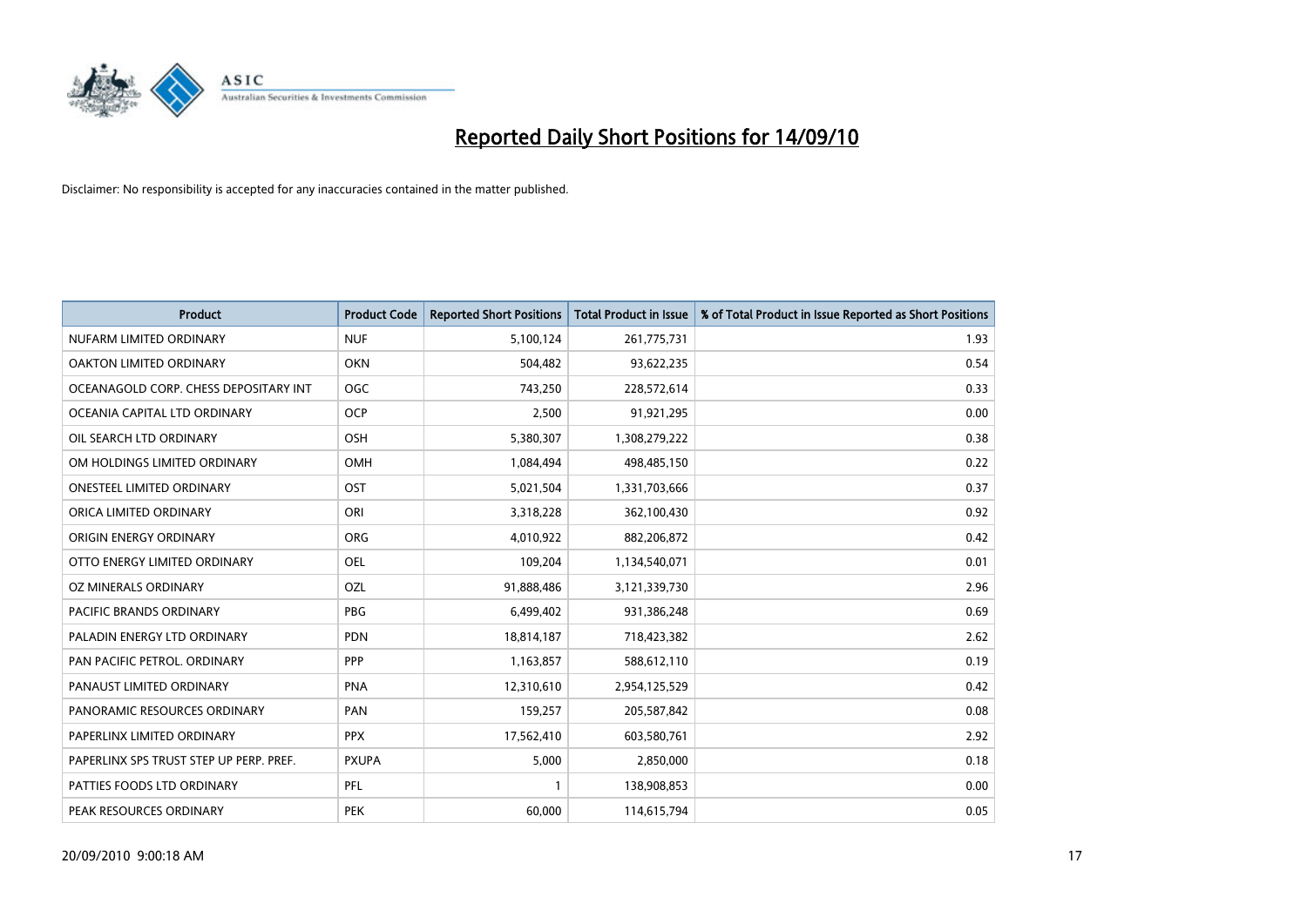# Reported Daily Short Positions for 14/09/10

Disclaimer: No responsibility is accepted for any inaccuracies contained in the matter published.

| Product | Product Code | Reported Short Positions | Total Product in Issue | % of Total Product in Issue Reported as Short Positions |
|---|---|---|---|---|
| NUFARM LIMITED ORDINARY | NUF | 5,100,124 | 261,775,731 | 1.93 |
| OAKTON LIMITED ORDINARY | OKN | 504,482 | 93,622,235 | 0.54 |
| OCEANAGOLD CORP. CHESS DEPOSITARY INT | OGC | 743,250 | 228,572,614 | 0.33 |
| OCEANIA CAPITAL LTD ORDINARY | OCP | 2,500 | 91,921,295 | 0.00 |
| OIL SEARCH LTD ORDINARY | OSH | 5,380,307 | 1,308,279,222 | 0.38 |
| OM HOLDINGS LIMITED ORDINARY | OMH | 1,084,494 | 498,485,150 | 0.22 |
| ONESTEEL LIMITED ORDINARY | OST | 5,021,504 | 1,331,703,666 | 0.37 |
| ORICA LIMITED ORDINARY | ORI | 3,318,228 | 362,100,430 | 0.92 |
| ORIGIN ENERGY ORDINARY | ORG | 4,010,922 | 882,206,872 | 0.42 |
| OTTO ENERGY LIMITED ORDINARY | OEL | 109,204 | 1,134,540,071 | 0.01 |
| OZ MINERALS ORDINARY | OZL | 91,888,486 | 3,121,339,730 | 2.96 |
| PACIFIC BRANDS ORDINARY | PBG | 6,499,402 | 931,386,248 | 0.69 |
| PALADIN ENERGY LTD ORDINARY | PDN | 18,814,187 | 718,423,382 | 2.62 |
| PAN PACIFIC PETROL. ORDINARY | PPP | 1,163,857 | 588,612,110 | 0.19 |
| PANAUST LIMITED ORDINARY | PNA | 12,310,610 | 2,954,125,529 | 0.42 |
| PANORAMIC RESOURCES ORDINARY | PAN | 159,257 | 205,587,842 | 0.08 |
| PAPERLINX LIMITED ORDINARY | PPX | 17,562,410 | 603,580,761 | 2.92 |
| PAPERLINX SPS TRUST STEP UP PERP. PREF. | PXUPA | 5,000 | 2,850,000 | 0.18 |
| PATTIES FOODS LTD ORDINARY | PFL | 1 | 138,908,853 | 0.00 |
| PEAK RESOURCES ORDINARY | PEK | 60,000 | 114,615,794 | 0.05 |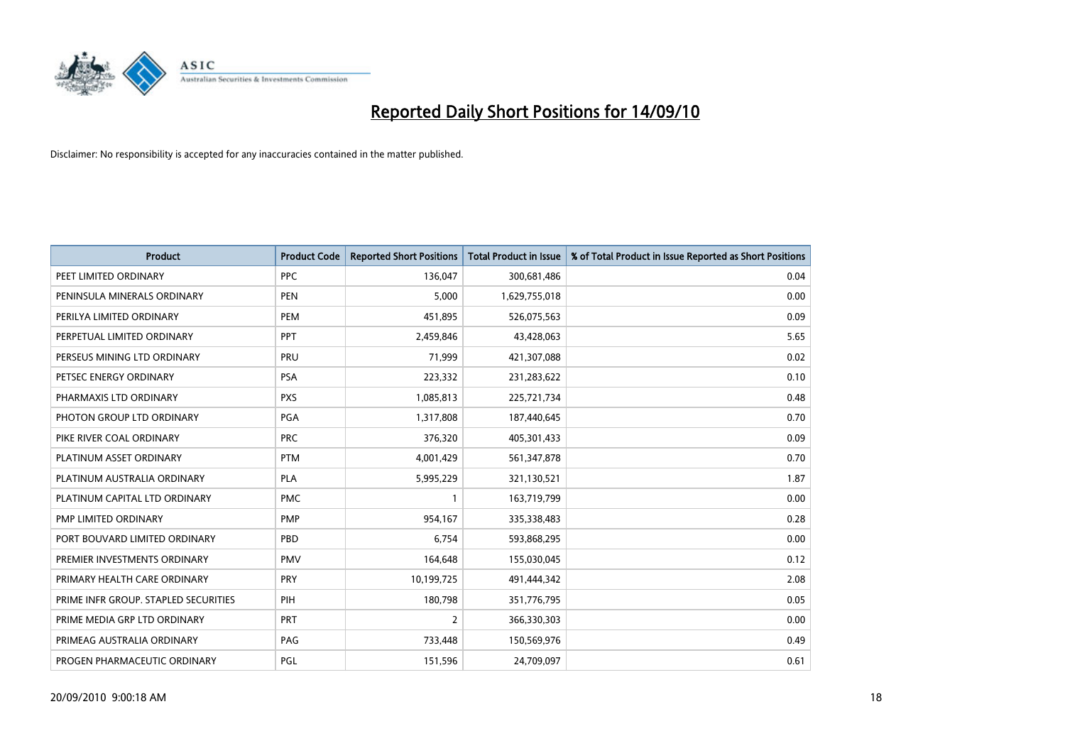# Reported Daily Short Positions for 14/09/10

Disclaimer: No responsibility is accepted for any inaccuracies contained in the matter published.

| Product | Product Code | Reported Short Positions | Total Product in Issue | % of Total Product in Issue Reported as Short Positions |
|---|---|---|---|---|
| PEET LIMITED ORDINARY | PPC | 136,047 | 300,681,486 | 0.04 |
| PENINSULA MINERALS ORDINARY | PEN | 5,000 | 1,629,755,018 | 0.00 |
| PERILYA LIMITED ORDINARY | PEM | 451,895 | 526,075,563 | 0.09 |
| PERPETUAL LIMITED ORDINARY | PPT | 2,459,846 | 43,428,063 | 5.65 |
| PERSEUS MINING LTD ORDINARY | PRU | 71,999 | 421,307,088 | 0.02 |
| PETSEC ENERGY ORDINARY | PSA | 223,332 | 231,283,622 | 0.10 |
| PHARMAXIS LTD ORDINARY | PXS | 1,085,813 | 225,721,734 | 0.48 |
| PHOTON GROUP LTD ORDINARY | PGA | 1,317,808 | 187,440,645 | 0.70 |
| PIKE RIVER COAL ORDINARY | PRC | 376,320 | 405,301,433 | 0.09 |
| PLATINUM ASSET ORDINARY | PTM | 4,001,429 | 561,347,878 | 0.70 |
| PLATINUM AUSTRALIA ORDINARY | PLA | 5,995,229 | 321,130,521 | 1.87 |
| PLATINUM CAPITAL LTD ORDINARY | PMC | 1 | 163,719,799 | 0.00 |
| PMP LIMITED ORDINARY | PMP | 954,167 | 335,338,483 | 0.28 |
| PORT BOUVARD LIMITED ORDINARY | PBD | 6,754 | 593,868,295 | 0.00 |
| PREMIER INVESTMENTS ORDINARY | PMV | 164,648 | 155,030,045 | 0.12 |
| PRIMARY HEALTH CARE ORDINARY | PRY | 10,199,725 | 491,444,342 | 2.08 |
| PRIME INFR GROUP. STAPLED SECURITIES | PIH | 180,798 | 351,776,795 | 0.05 |
| PRIME MEDIA GRP LTD ORDINARY | PRT | 2 | 366,330,303 | 0.00 |
| PRIMEAG AUSTRALIA ORDINARY | PAG | 733,448 | 150,569,976 | 0.49 |
| PROGEN PHARMACEUTIC ORDINARY | PGL | 151,596 | 24,709,097 | 0.61 |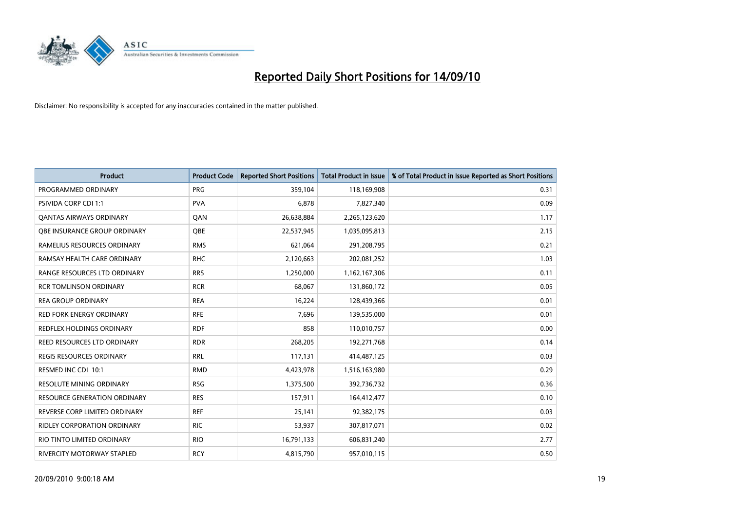# Reported Daily Short Positions for 14/09/10

Disclaimer: No responsibility is accepted for any inaccuracies contained in the matter published.

| Product | Product Code | Reported Short Positions | Total Product in Issue | % of Total Product in Issue Reported as Short Positions |
|---|---|---|---|---|
| PROGRAMMED ORDINARY | PRG | 359,104 | 118,169,908 | 0.31 |
| PSIVIDA CORP CDI 1:1 | PVA | 6,878 | 7,827,340 | 0.09 |
| QANTAS AIRWAYS ORDINARY | QAN | 26,638,884 | 2,265,123,620 | 1.17 |
| QBE INSURANCE GROUP ORDINARY | QBE | 22,537,945 | 1,035,095,813 | 2.15 |
| RAMELIUS RESOURCES ORDINARY | RMS | 621,064 | 291,208,795 | 0.21 |
| RAMSAY HEALTH CARE ORDINARY | RHC | 2,120,663 | 202,081,252 | 1.03 |
| RANGE RESOURCES LTD ORDINARY | RRS | 1,250,000 | 1,162,167,306 | 0.11 |
| RCR TOMLINSON ORDINARY | RCR | 68,067 | 131,860,172 | 0.05 |
| REA GROUP ORDINARY | REA | 16,224 | 128,439,366 | 0.01 |
| RED FORK ENERGY ORDINARY | RFE | 7,696 | 139,535,000 | 0.01 |
| REDFLEX HOLDINGS ORDINARY | RDF | 858 | 110,010,757 | 0.00 |
| REED RESOURCES LTD ORDINARY | RDR | 268,205 | 192,271,768 | 0.14 |
| REGIS RESOURCES ORDINARY | RRL | 117,131 | 414,487,125 | 0.03 |
| RESMED INC CDI 10:1 | RMD | 4,423,978 | 1,516,163,980 | 0.29 |
| RESOLUTE MINING ORDINARY | RSG | 1,375,500 | 392,736,732 | 0.36 |
| RESOURCE GENERATION ORDINARY | RES | 157,911 | 164,412,477 | 0.10 |
| REVERSE CORP LIMITED ORDINARY | REF | 25,141 | 92,382,175 | 0.03 |
| RIDLEY CORPORATION ORDINARY | RIC | 53,937 | 307,817,071 | 0.02 |
| RIO TINTO LIMITED ORDINARY | RIO | 16,791,133 | 606,831,240 | 2.77 |
| RIVERCITY MOTORWAY STAPLED | RCY | 4,815,790 | 957,010,115 | 0.50 |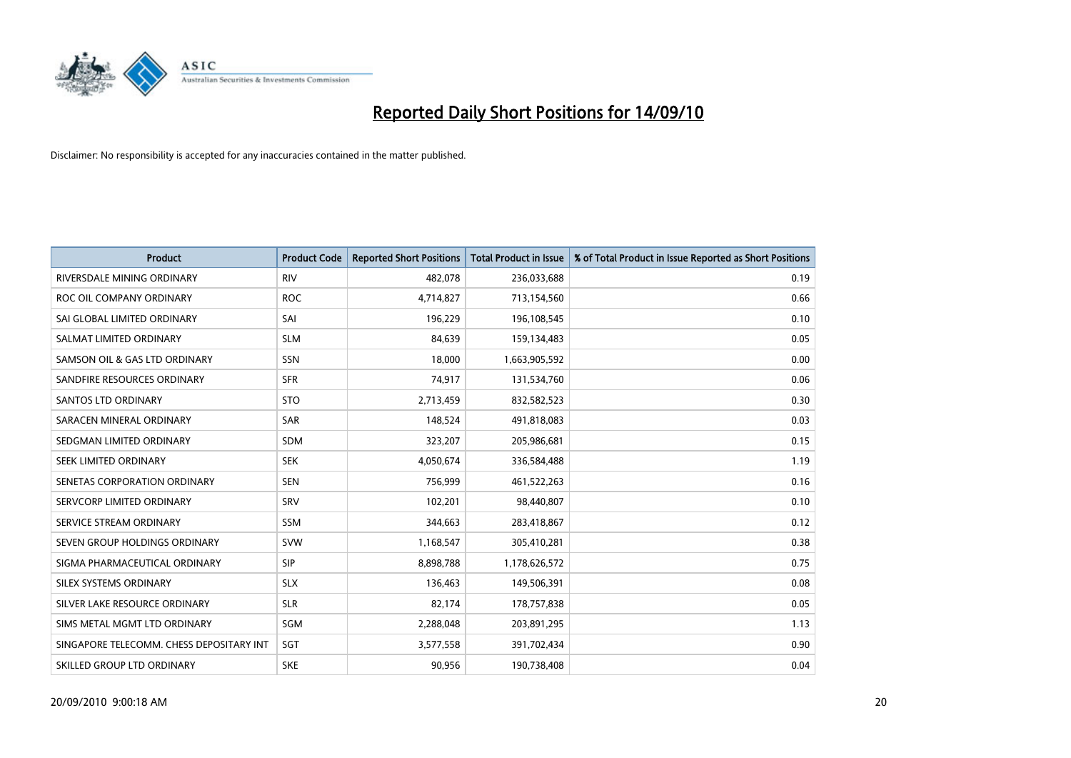# Reported Daily Short Positions for 14/09/10

Disclaimer: No responsibility is accepted for any inaccuracies contained in the matter published.

| Product | Product Code | Reported Short Positions | Total Product in Issue | % of Total Product in Issue Reported as Short Positions |
|---|---|---|---|---|
| RIVERSDALE MINING ORDINARY | RIV | 482,078 | 236,033,688 | 0.19 |
| ROC OIL COMPANY ORDINARY | ROC | 4,714,827 | 713,154,560 | 0.66 |
| SAI GLOBAL LIMITED ORDINARY | SAI | 196,229 | 196,108,545 | 0.10 |
| SALMAT LIMITED ORDINARY | SLM | 84,639 | 159,134,483 | 0.05 |
| SAMSON OIL & GAS LTD ORDINARY | SSN | 18,000 | 1,663,905,592 | 0.00 |
| SANDFIRE RESOURCES ORDINARY | SFR | 74,917 | 131,534,760 | 0.06 |
| SANTOS LTD ORDINARY | STO | 2,713,459 | 832,582,523 | 0.30 |
| SARACEN MINERAL ORDINARY | SAR | 148,524 | 491,818,083 | 0.03 |
| SEDGMAN LIMITED ORDINARY | SDM | 323,207 | 205,986,681 | 0.15 |
| SEEK LIMITED ORDINARY | SEK | 4,050,674 | 336,584,488 | 1.19 |
| SENETAS CORPORATION ORDINARY | SEN | 756,999 | 461,522,263 | 0.16 |
| SERVCORP LIMITED ORDINARY | SRV | 102,201 | 98,440,807 | 0.10 |
| SERVICE STREAM ORDINARY | SSM | 344,663 | 283,418,867 | 0.12 |
| SEVEN GROUP HOLDINGS ORDINARY | SVW | 1,168,547 | 305,410,281 | 0.38 |
| SIGMA PHARMACEUTICAL ORDINARY | SIP | 8,898,788 | 1,178,626,572 | 0.75 |
| SILEX SYSTEMS ORDINARY | SLX | 136,463 | 149,506,391 | 0.08 |
| SILVER LAKE RESOURCE ORDINARY | SLR | 82,174 | 178,757,838 | 0.05 |
| SIMS METAL MGMT LTD ORDINARY | SGM | 2,288,048 | 203,891,295 | 1.13 |
| SINGAPORE TELECOMM. CHESS DEPOSITARY INT | SGT | 3,577,558 | 391,702,434 | 0.90 |
| SKILLED GROUP LTD ORDINARY | SKE | 90,956 | 190,738,408 | 0.04 |

20/09/2010 9:00:18 AM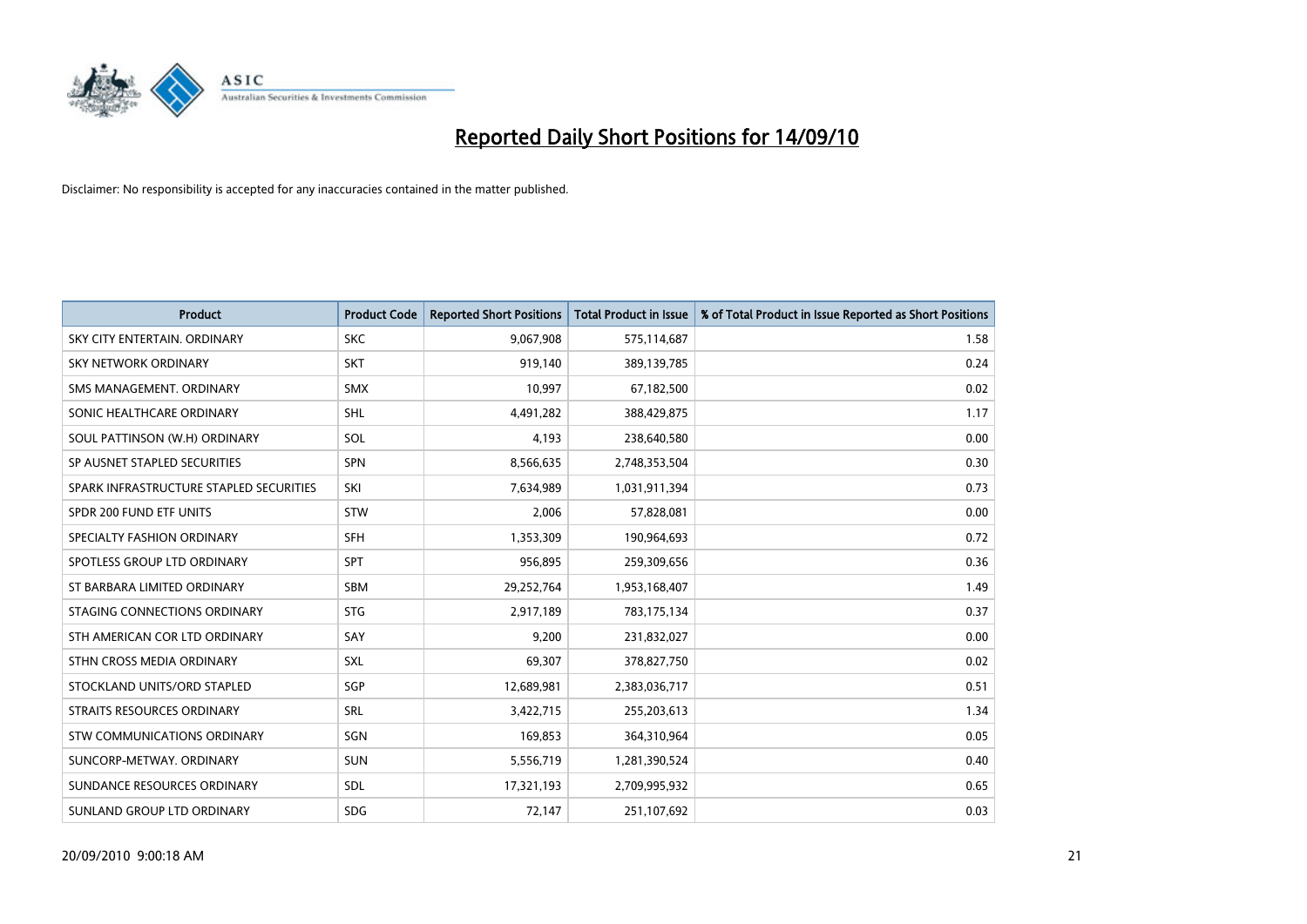# Reported Daily Short Positions for 14/09/10

Disclaimer: No responsibility is accepted for any inaccuracies contained in the matter published.

| Product | Product Code | Reported Short Positions | Total Product in Issue | % of Total Product in Issue Reported as Short Positions |
|---|---|---|---|---|
| SKY CITY ENTERTAIN. ORDINARY | SKC | 9,067,908 | 575,114,687 | 1.58 |
| SKY NETWORK ORDINARY | SKT | 919,140 | 389,139,785 | 0.24 |
| SMS MANAGEMENT. ORDINARY | SMX | 10,997 | 67,182,500 | 0.02 |
| SONIC HEALTHCARE ORDINARY | SHL | 4,491,282 | 388,429,875 | 1.17 |
| SOUL PATTINSON (W.H) ORDINARY | SOL | 4,193 | 238,640,580 | 0.00 |
| SP AUSNET STAPLED SECURITIES | SPN | 8,566,635 | 2,748,353,504 | 0.30 |
| SPARK INFRASTRUCTURE STAPLED SECURITIES | SKI | 7,634,989 | 1,031,911,394 | 0.73 |
| SPDR 200 FUND ETF UNITS | STW | 2,006 | 57,828,081 | 0.00 |
| SPECIALTY FASHION ORDINARY | SFH | 1,353,309 | 190,964,693 | 0.72 |
| SPOTLESS GROUP LTD ORDINARY | SPT | 956,895 | 259,309,656 | 0.36 |
| ST BARBARA LIMITED ORDINARY | SBM | 29,252,764 | 1,953,168,407 | 1.49 |
| STAGING CONNECTIONS ORDINARY | STG | 2,917,189 | 783,175,134 | 0.37 |
| STH AMERICAN COR LTD ORDINARY | SAY | 9,200 | 231,832,027 | 0.00 |
| STHN CROSS MEDIA ORDINARY | SXL | 69,307 | 378,827,750 | 0.02 |
| STOCKLAND UNITS/ORD STAPLED | SGP | 12,689,981 | 2,383,036,717 | 0.51 |
| STRAITS RESOURCES ORDINARY | SRL | 3,422,715 | 255,203,613 | 1.34 |
| STW COMMUNICATIONS ORDINARY | SGN | 169,853 | 364,310,964 | 0.05 |
| SUNCORP-METWAY. ORDINARY | SUN | 5,556,719 | 1,281,390,524 | 0.40 |
| SUNDANCE RESOURCES ORDINARY | SDL | 17,321,193 | 2,709,995,932 | 0.65 |
| SUNLAND GROUP LTD ORDINARY | SDG | 72,147 | 251,107,692 | 0.03 |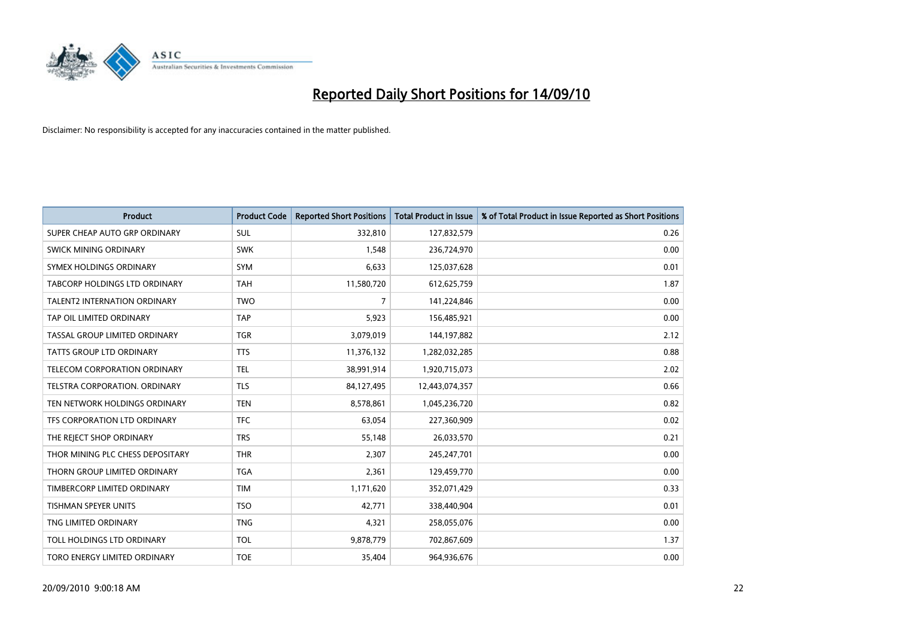# Reported Daily Short Positions for 14/09/10

Disclaimer: No responsibility is accepted for any inaccuracies contained in the matter published.

| Product | Product Code | Reported Short Positions | Total Product in Issue | % of Total Product in Issue Reported as Short Positions |
|---|---|---|---|---|
| SUPER CHEAP AUTO GRP ORDINARY | SUL | 332,810 | 127,832,579 | 0.26 |
| SWICK MINING ORDINARY | SWK | 1,548 | 236,724,970 | 0.00 |
| SYMEX HOLDINGS ORDINARY | SYM | 6,633 | 125,037,628 | 0.01 |
| TABCORP HOLDINGS LTD ORDINARY | TAH | 11,580,720 | 612,625,759 | 1.87 |
| TALENT2 INTERNATION ORDINARY | TWO | 7 | 141,224,846 | 0.00 |
| TAP OIL LIMITED ORDINARY | TAP | 5,923 | 156,485,921 | 0.00 |
| TASSAL GROUP LIMITED ORDINARY | TGR | 3,079,019 | 144,197,882 | 2.12 |
| TATTS GROUP LTD ORDINARY | TTS | 11,376,132 | 1,282,032,285 | 0.88 |
| TELECOM CORPORATION ORDINARY | TEL | 38,991,914 | 1,920,715,073 | 2.02 |
| TELSTRA CORPORATION. ORDINARY | TLS | 84,127,495 | 12,443,074,357 | 0.66 |
| TEN NETWORK HOLDINGS ORDINARY | TEN | 8,578,861 | 1,045,236,720 | 0.82 |
| TFS CORPORATION LTD ORDINARY | TFC | 63,054 | 227,360,909 | 0.02 |
| THE REJECT SHOP ORDINARY | TRS | 55,148 | 26,033,570 | 0.21 |
| THOR MINING PLC CHESS DEPOSITARY | THR | 2,307 | 245,247,701 | 0.00 |
| THORN GROUP LIMITED ORDINARY | TGA | 2,361 | 129,459,770 | 0.00 |
| TIMBERCORP LIMITED ORDINARY | TIM | 1,171,620 | 352,071,429 | 0.33 |
| TISHMAN SPEYER UNITS | TSO | 42,771 | 338,440,904 | 0.01 |
| TNG LIMITED ORDINARY | TNG | 4,321 | 258,055,076 | 0.00 |
| TOLL HOLDINGS LTD ORDINARY | TOL | 9,878,779 | 702,867,609 | 1.37 |
| TORO ENERGY LIMITED ORDINARY | TOE | 35,404 | 964,936,676 | 0.00 |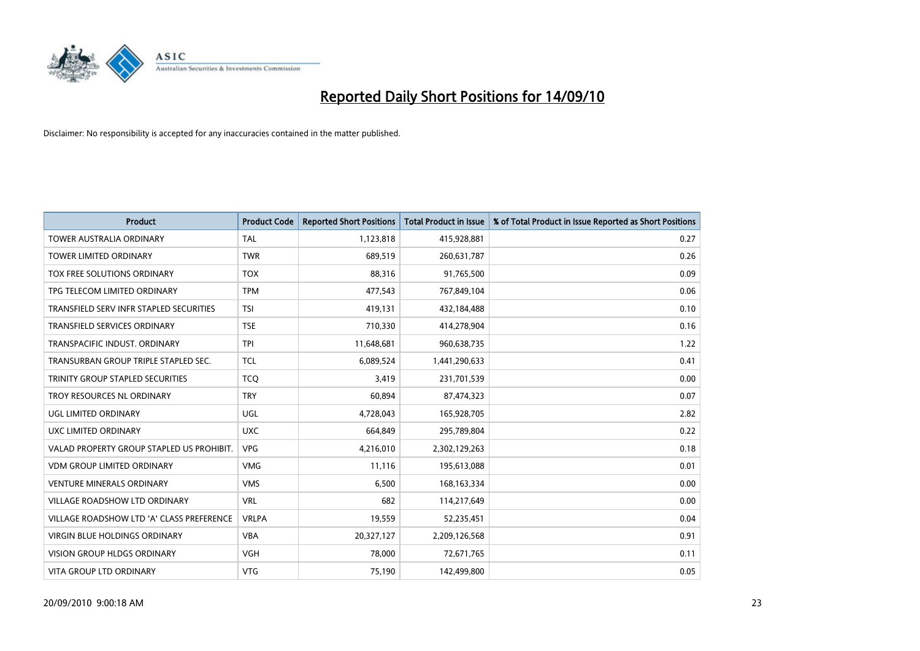# Reported Daily Short Positions for 14/09/10

Disclaimer: No responsibility is accepted for any inaccuracies contained in the matter published.

| Product | Product Code | Reported Short Positions | Total Product in Issue | % of Total Product in Issue Reported as Short Positions |
|---|---|---|---|---|
| TOWER AUSTRALIA ORDINARY | TAL | 1,123,818 | 415,928,881 | 0.27 |
| TOWER LIMITED ORDINARY | TWR | 689,519 | 260,631,787 | 0.26 |
| TOX FREE SOLUTIONS ORDINARY | TOX | 88,316 | 91,765,500 | 0.09 |
| TPG TELECOM LIMITED ORDINARY | TPM | 477,543 | 767,849,104 | 0.06 |
| TRANSFIELD SERV INFR STAPLED SECURITIES | TSI | 419,131 | 432,184,488 | 0.10 |
| TRANSFIELD SERVICES ORDINARY | TSE | 710,330 | 414,278,904 | 0.16 |
| TRANSPACIFIC INDUST. ORDINARY | TPI | 11,648,681 | 960,638,735 | 1.22 |
| TRANSURBAN GROUP TRIPLE STAPLED SEC. | TCL | 6,089,524 | 1,441,290,633 | 0.41 |
| TRINITY GROUP STAPLED SECURITIES | TCQ | 3,419 | 231,701,539 | 0.00 |
| TROY RESOURCES NL ORDINARY | TRY | 60,894 | 87,474,323 | 0.07 |
| UGL LIMITED ORDINARY | UGL | 4,728,043 | 165,928,705 | 2.82 |
| UXC LIMITED ORDINARY | UXC | 664,849 | 295,789,804 | 0.22 |
| VALAD PROPERTY GROUP STAPLED US PROHIBIT. | VPG | 4,216,010 | 2,302,129,263 | 0.18 |
| VDM GROUP LIMITED ORDINARY | VMG | 11,116 | 195,613,088 | 0.01 |
| VENTURE MINERALS ORDINARY | VMS | 6,500 | 168,163,334 | 0.00 |
| VILLAGE ROADSHOW LTD ORDINARY | VRL | 682 | 114,217,649 | 0.00 |
| VILLAGE ROADSHOW LTD 'A' CLASS PREFERENCE | VRLPA | 19,559 | 52,235,451 | 0.04 |
| VIRGIN BLUE HOLDINGS ORDINARY | VBA | 20,327,127 | 2,209,126,568 | 0.91 |
| VISION GROUP HLDGS ORDINARY | VGH | 78,000 | 72,671,765 | 0.11 |
| VITA GROUP LTD ORDINARY | VTG | 75,190 | 142,499,800 | 0.05 |

20/09/2010 9:00:18 AM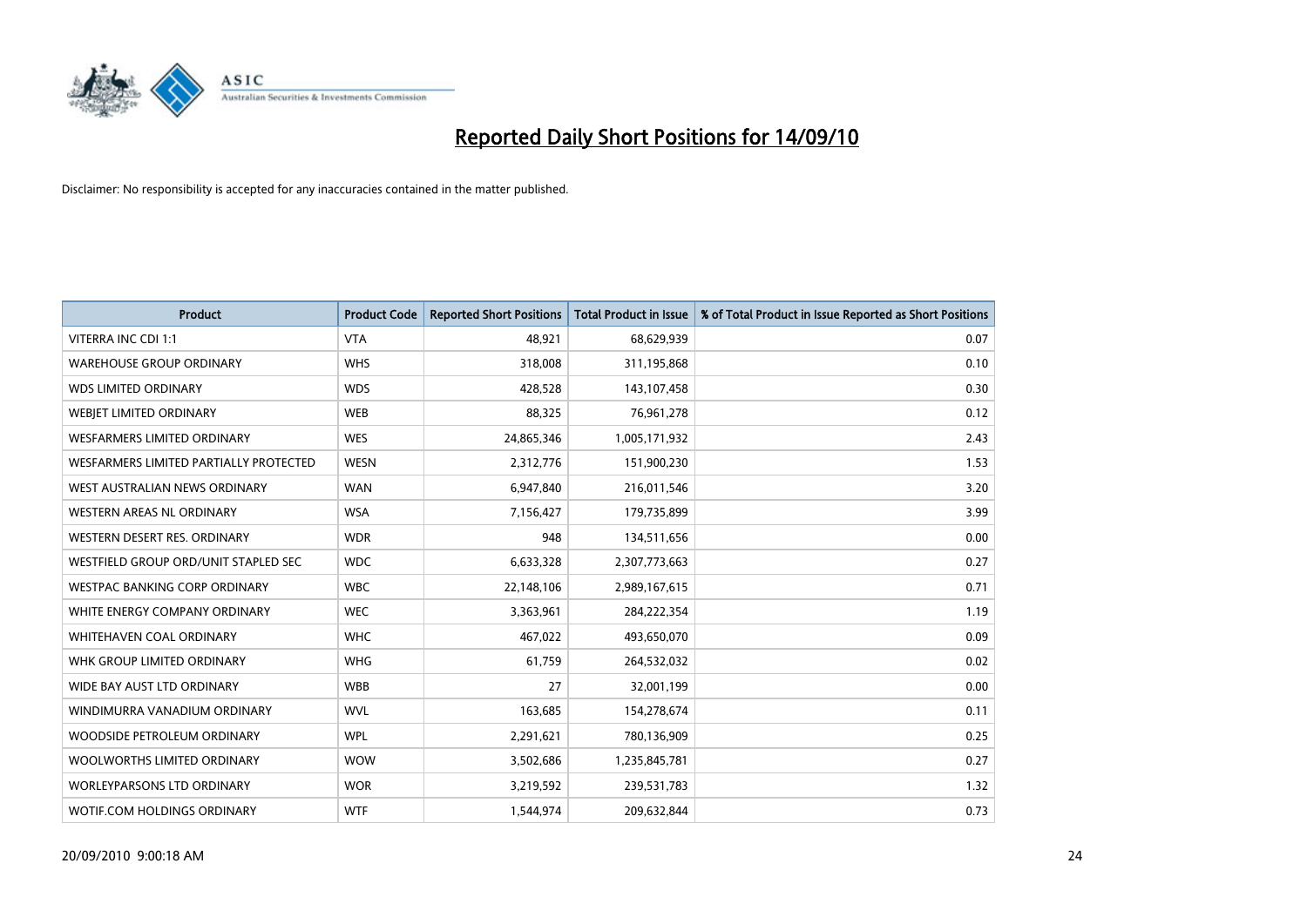# Reported Daily Short Positions for 14/09/10

Disclaimer: No responsibility is accepted for any inaccuracies contained in the matter published.

| Product | Product Code | Reported Short Positions | Total Product in Issue | % of Total Product in Issue Reported as Short Positions |
|---|---|---|---|---|
| VITERRA INC CDI 1:1 | VTA | 48,921 | 68,629,939 | 0.07 |
| WAREHOUSE GROUP ORDINARY | WHS | 318,008 | 311,195,868 | 0.10 |
| WDS LIMITED ORDINARY | WDS | 428,528 | 143,107,458 | 0.30 |
| WEBJET LIMITED ORDINARY | WEB | 88,325 | 76,961,278 | 0.12 |
| WESFARMERS LIMITED ORDINARY | WES | 24,865,346 | 1,005,171,932 | 2.43 |
| WESFARMERS LIMITED PARTIALLY PROTECTED | WESN | 2,312,776 | 151,900,230 | 1.53 |
| WEST AUSTRALIAN NEWS ORDINARY | WAN | 6,947,840 | 216,011,546 | 3.20 |
| WESTERN AREAS NL ORDINARY | WSA | 7,156,427 | 179,735,899 | 3.99 |
| WESTERN DESERT RES. ORDINARY | WDR | 948 | 134,511,656 | 0.00 |
| WESTFIELD GROUP ORD/UNIT STAPLED SEC | WDC | 6,633,328 | 2,307,773,663 | 0.27 |
| WESTPAC BANKING CORP ORDINARY | WBC | 22,148,106 | 2,989,167,615 | 0.71 |
| WHITE ENERGY COMPANY ORDINARY | WEC | 3,363,961 | 284,222,354 | 1.19 |
| WHITEHAVEN COAL ORDINARY | WHC | 467,022 | 493,650,070 | 0.09 |
| WHK GROUP LIMITED ORDINARY | WHG | 61,759 | 264,532,032 | 0.02 |
| WIDE BAY AUST LTD ORDINARY | WBB | 27 | 32,001,199 | 0.00 |
| WINDIMURRA VANADIUM ORDINARY | WVL | 163,685 | 154,278,674 | 0.11 |
| WOODSIDE PETROLEUM ORDINARY | WPL | 2,291,621 | 780,136,909 | 0.25 |
| WOOLWORTHS LIMITED ORDINARY | WOW | 3,502,686 | 1,235,845,781 | 0.27 |
| WORLEYPARSONS LTD ORDINARY | WOR | 3,219,592 | 239,531,783 | 1.32 |
| WOTIF.COM HOLDINGS ORDINARY | WTF | 1,544,974 | 209,632,844 | 0.73 |

20/09/2010 9:00:18 AM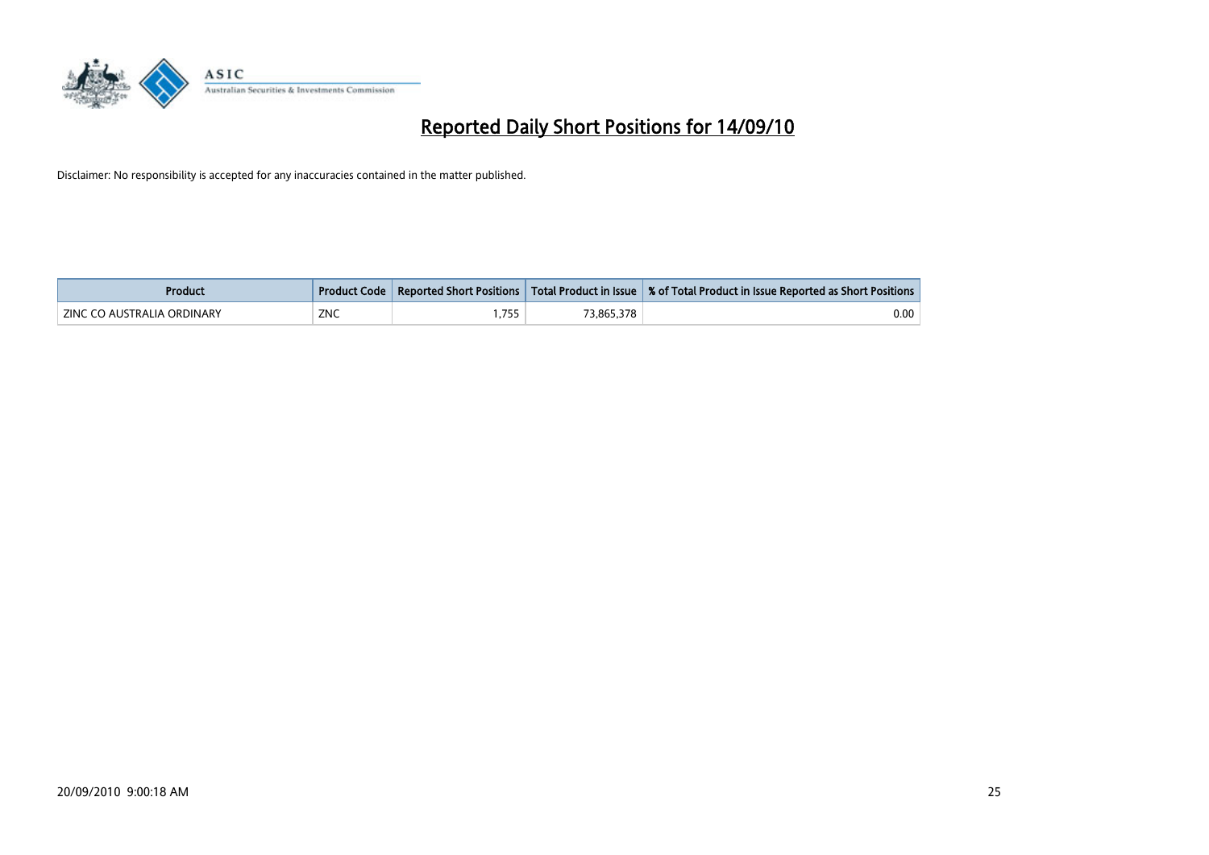# Reported Daily Short Positions for 14/09/10

Disclaimer: No responsibility is accepted for any inaccuracies contained in the matter published.

| Product | Product Code | Reported Short Positions | Total Product in Issue | % of Total Product in Issue Reported as Short Positions |
| --- | --- | --- | --- | --- |
| ZINC CO AUSTRALIA ORDINARY | ZNC | 1,755 | 73,865,378 | 0.00 |

20/09/2010 9:00:18 AM